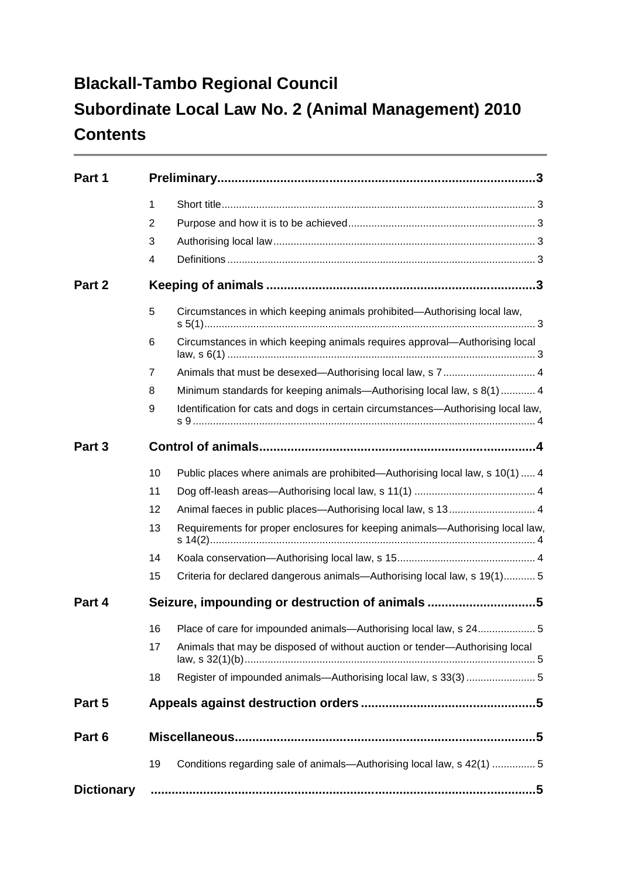# Blackall-Tambo Regional Council

# Subordinate Local Law No. 2 (Animal Management) 2010

# Contents

| | | | |
|---|---|---|---|
| **Part 1** | **Preliminary** | | **3** |
| | 1 | Short title | 3 |
| | 2 | Purpose and how it is to be achieved | 3 |
| | 3 | Authorising local law | 3 |
| | 4 | Definitions | 3 |
| **Part 2** | **Keeping of animals** | | **3** |
| | 5 | Circumstances in which keeping animals prohibited—Authorising local law, s 5(1) | 3 |
| | 6 | Circumstances in which keeping animals requires approval—Authorising local law, s 6(1) | 3 |
| | 7 | Animals that must be desexed—Authorising local law, s 7 | 4 |
| | 8 | Minimum standards for keeping animals—Authorising local law, s 8(1) | 4 |
| | 9 | Identification for cats and dogs in certain circumstances—Authorising local law, s 9 | 4 |
| **Part 3** | **Control of animals** | | **4** |
| | 10 | Public places where animals are prohibited—Authorising local law, s 10(1) | 4 |
| | 11 | Dog off-leash areas—Authorising local law, s 11(1) | 4 |
| | 12 | Animal faeces in public places—Authorising local law, s 13 | 4 |
| | 13 | Requirements for proper enclosures for keeping animals—Authorising local law, s 14(2) | 4 |
| | 14 | Koala conservation—Authorising local law, s 15 | 4 |
| | 15 | Criteria for declared dangerous animals—Authorising local law, s 19(1) | 5 |
| **Part 4** | **Seizure, impounding or destruction of animals** | | **5** |
| | 16 | Place of care for impounded animals—Authorising local law, s 24 | 5 |
| | 17 | Animals that may be disposed of without auction or tender—Authorising local law, s 32(1)(b) | 5 |
| | 18 | Register of impounded animals—Authorising local law, s 33(3) | 5 |
| **Part 5** | **Appeals against destruction orders** | | **5** |
| **Part 6** | **Miscellaneous** | | **5** |
| | 19 | Conditions regarding sale of animals—Authorising local law, s 42(1) | 5 |
| **Dictionary** | | | **5** |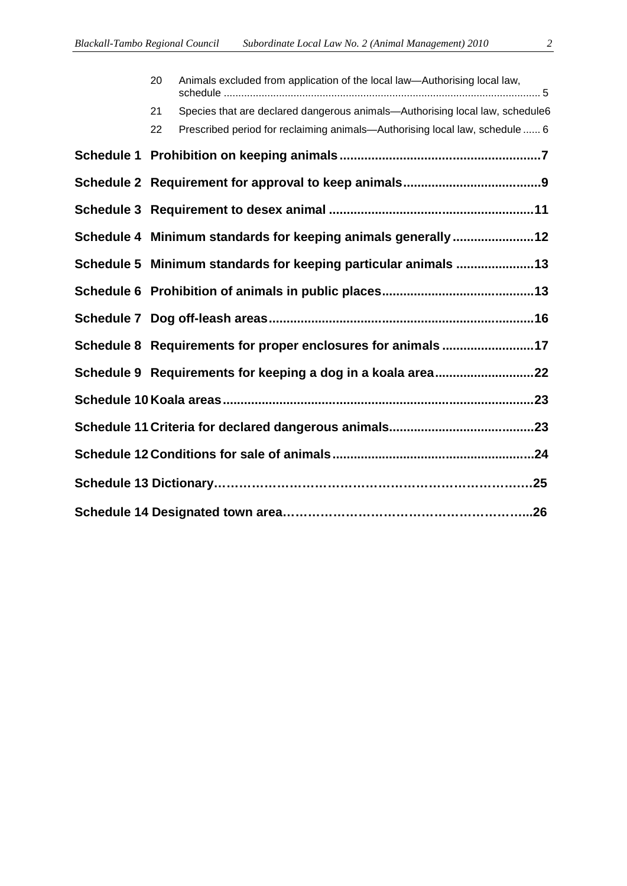| | | |
|---|---|---|
| 20 | Animals excluded from application of the local law—Authorising local law, schedule | 5 |
| 21 | Species that are declared dangerous animals—Authorising local law, schedule | 6 |
| 22 | Prescribed period for reclaiming animals—Authorising local law, schedule | 6 |

**Schedule 1 Prohibition on keeping animals ........................................ 7**

**Schedule 2 Requirement for approval to keep animals ........................................ 9**

**Schedule 3 Requirement to desex animal ........................................ 11**

**Schedule 4 Minimum standards for keeping animals generally ........................................ 12**

**Schedule 5 Minimum standards for keeping particular animals ........................................ 13**

**Schedule 6 Prohibition of animals in public places ........................................ 13**

**Schedule 7 Dog off-leash areas ........................................ 16**

**Schedule 8 Requirements for proper enclosures for animals ........................................ 17**

**Schedule 9 Requirements for keeping a dog in a koala area ........................................ 22**

**Schedule 10 Koala areas ........................................ 23**

**Schedule 11 Criteria for declared dangerous animals ........................................ 23**

**Schedule 12 Conditions for sale of animals ........................................ 24**

**Schedule 13 Dictionary ........................................ 25**

**Schedule 14 Designated town area ........................................ 26**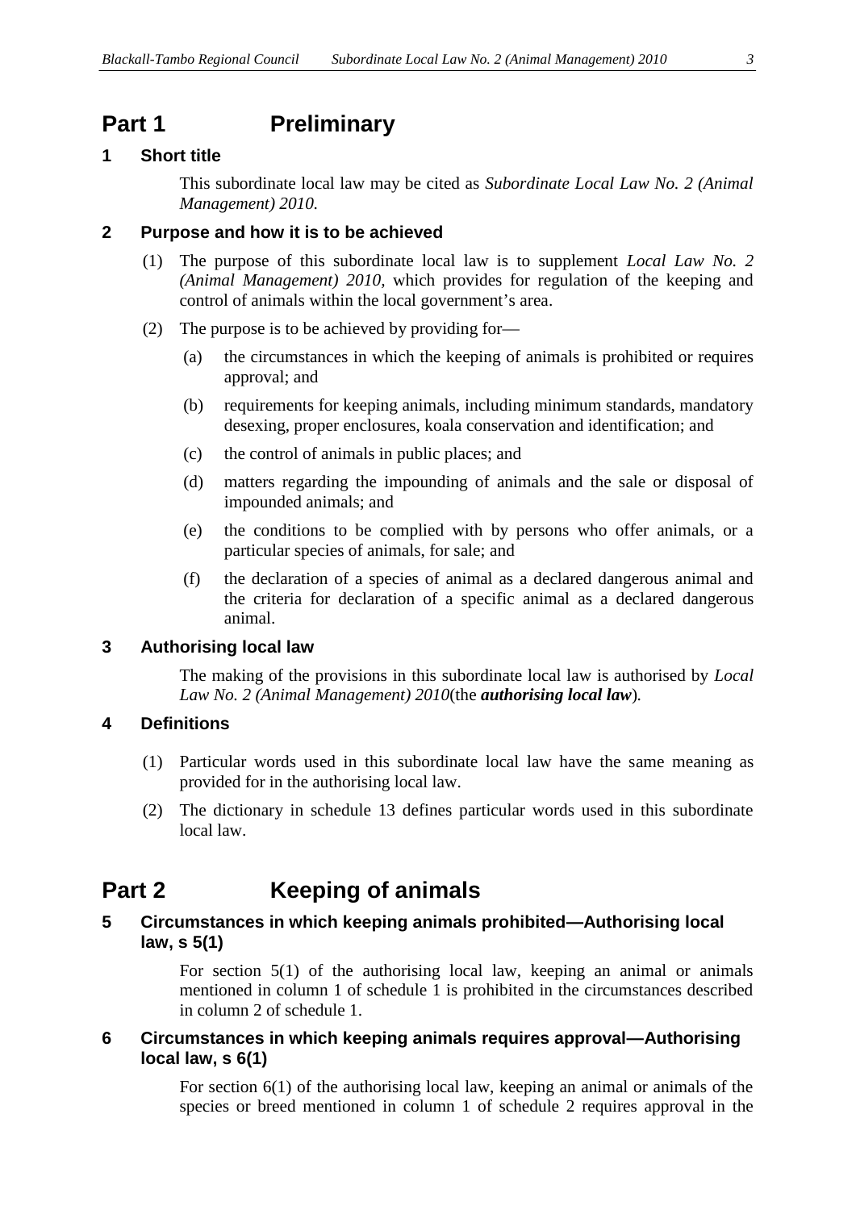# Part 1 Preliminary

## 1 Short title

This subordinate local law may be cited as *Subordinate Local Law No. 2 (Animal Management) 2010.*

## 2 Purpose and how it is to be achieved

(1) The purpose of this subordinate local law is to supplement *Local Law No. 2 (Animal Management) 2010*, which provides for regulation of the keeping and control of animals within the local government's area.

(2) The purpose is to be achieved by providing for—

(a) the circumstances in which the keeping of animals is prohibited or requires approval; and

(b) requirements for keeping animals, including minimum standards, mandatory desexing, proper enclosures, koala conservation and identification; and

(c) the control of animals in public places; and

(d) matters regarding the impounding of animals and the sale or disposal of impounded animals; and

(e) the conditions to be complied with by persons who offer animals, or a particular species of animals, for sale; and

(f) the declaration of a species of animal as a declared dangerous animal and the criteria for declaration of a specific animal as a declared dangerous animal.

## 3 Authorising local law

The making of the provisions in this subordinate local law is authorised by *Local Law No. 2 (Animal Management) 2010*(the ***authorising local law***)*.*

## 4 Definitions

(1) Particular words used in this subordinate local law have the same meaning as provided for in the authorising local law.

(2) The dictionary in schedule 13 defines particular words used in this subordinate local law.

# Part 2 Keeping of animals

## 5 Circumstances in which keeping animals prohibited—Authorising local law, s 5(1)

For section 5(1) of the authorising local law, keeping an animal or animals mentioned in column 1 of schedule 1 is prohibited in the circumstances described in column 2 of schedule 1.

## 6 Circumstances in which keeping animals requires approval—Authorising local law, s 6(1)

For section 6(1) of the authorising local law, keeping an animal or animals of the species or breed mentioned in column 1 of schedule 2 requires approval in the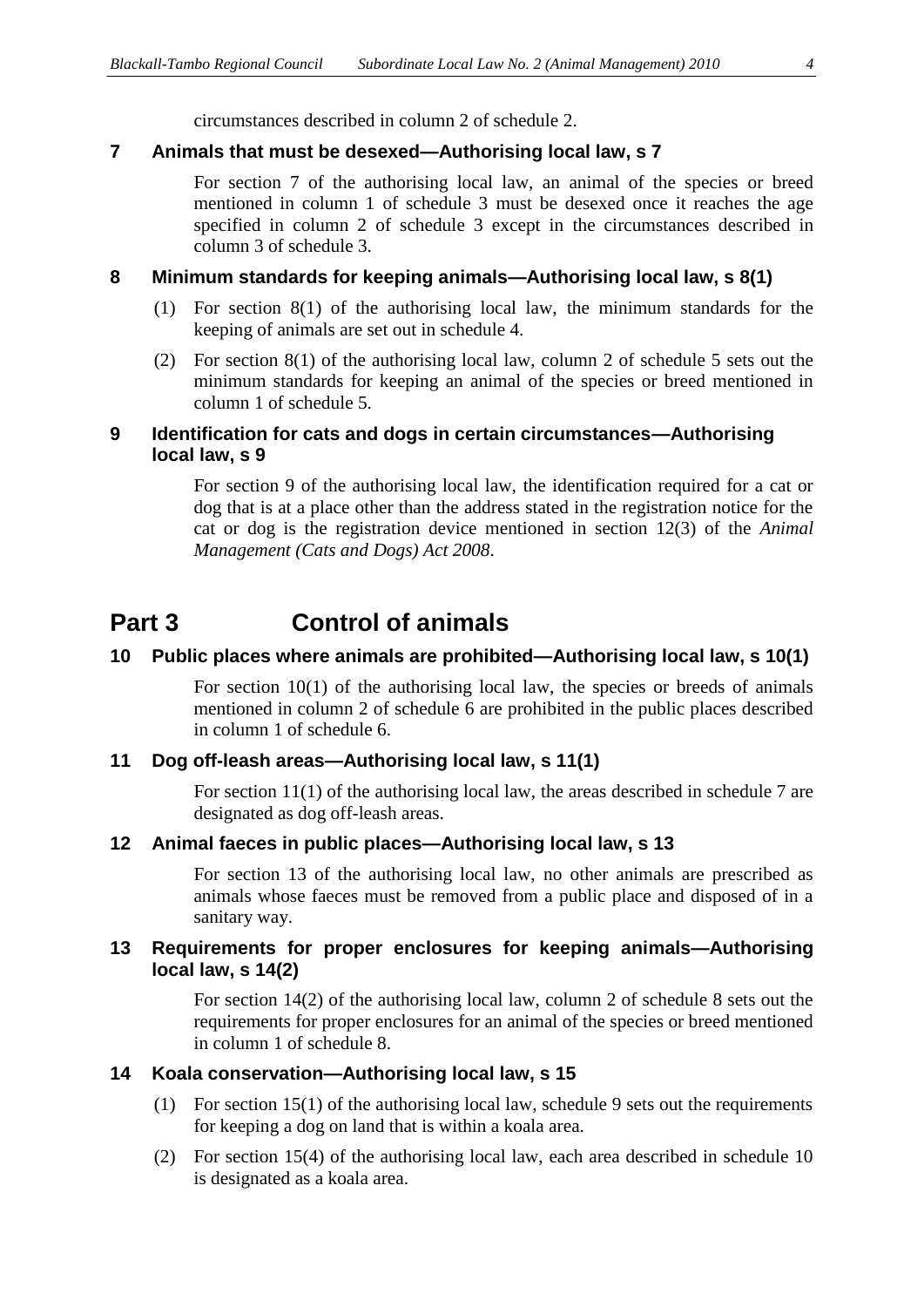circumstances described in column 2 of schedule 2.

### 7 Animals that must be desexed—Authorising local law, s 7

For section 7 of the authorising local law, an animal of the species or breed mentioned in column 1 of schedule 3 must be desexed once it reaches the age specified in column 2 of schedule 3 except in the circumstances described in column 3 of schedule 3.

### 8 Minimum standards for keeping animals—Authorising local law, s 8(1)

(1) For section 8(1) of the authorising local law, the minimum standards for the keeping of animals are set out in schedule 4.

(2) For section 8(1) of the authorising local law, column 2 of schedule 5 sets out the minimum standards for keeping an animal of the species or breed mentioned in column 1 of schedule 5.

### 9 Identification for cats and dogs in certain circumstances—Authorising local law, s 9

For section 9 of the authorising local law, the identification required for a cat or dog that is at a place other than the address stated in the registration notice for the cat or dog is the registration device mentioned in section 12(3) of the *Animal Management (Cats and Dogs) Act 2008*.

## Part 3 Control of animals

### 10 Public places where animals are prohibited—Authorising local law, s 10(1)

For section 10(1) of the authorising local law, the species or breeds of animals mentioned in column 2 of schedule 6 are prohibited in the public places described in column 1 of schedule 6.

### 11 Dog off-leash areas—Authorising local law, s 11(1)

For section 11(1) of the authorising local law, the areas described in schedule 7 are designated as dog off-leash areas.

### 12 Animal faeces in public places—Authorising local law, s 13

For section 13 of the authorising local law, no other animals are prescribed as animals whose faeces must be removed from a public place and disposed of in a sanitary way.

### 13 Requirements for proper enclosures for keeping animals—Authorising local law, s 14(2)

For section 14(2) of the authorising local law, column 2 of schedule 8 sets out the requirements for proper enclosures for an animal of the species or breed mentioned in column 1 of schedule 8.

### 14 Koala conservation—Authorising local law, s 15

(1) For section 15(1) of the authorising local law, schedule 9 sets out the requirements for keeping a dog on land that is within a koala area.

(2) For section 15(4) of the authorising local law, each area described in schedule 10 is designated as a koala area.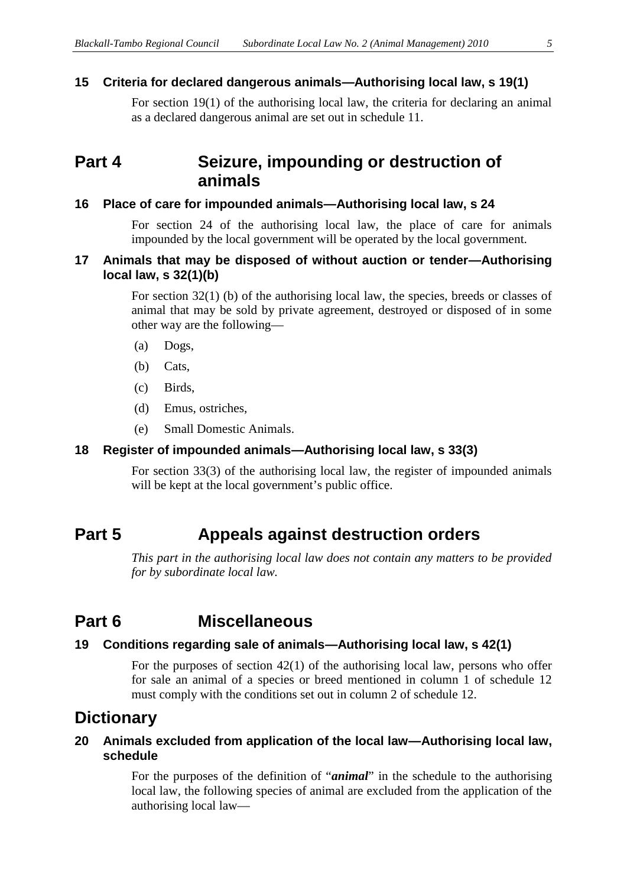### 15 Criteria for declared dangerous animals—Authorising local law, s 19(1)

For section 19(1) of the authorising local law, the criteria for declaring an animal as a declared dangerous animal are set out in schedule 11.

## Part 4 Seizure, impounding or destruction of animals

### 16 Place of care for impounded animals—Authorising local law, s 24

For section 24 of the authorising local law, the place of care for animals impounded by the local government will be operated by the local government.

### 17 Animals that may be disposed of without auction or tender—Authorising local law, s 32(1)(b)

For section 32(1) (b) of the authorising local law, the species, breeds or classes of animal that may be sold by private agreement, destroyed or disposed of in some other way are the following—

(a) Dogs,

(b) Cats,

(c) Birds,

(d) Emus, ostriches,

(e) Small Domestic Animals.

### 18 Register of impounded animals—Authorising local law, s 33(3)

For section 33(3) of the authorising local law, the register of impounded animals will be kept at the local government's public office.

## Part 5 Appeals against destruction orders

*This part in the authorising local law does not contain any matters to be provided for by subordinate local law.*

## Part 6 Miscellaneous

### 19 Conditions regarding sale of animals—Authorising local law, s 42(1)

For the purposes of section 42(1) of the authorising local law, persons who offer for sale an animal of a species or breed mentioned in column 1 of schedule 12 must comply with the conditions set out in column 2 of schedule 12.

## Dictionary

### 20 Animals excluded from application of the local law—Authorising local law, schedule

For the purposes of the definition of "***animal***" in the schedule to the authorising local law, the following species of animal are excluded from the application of the authorising local law—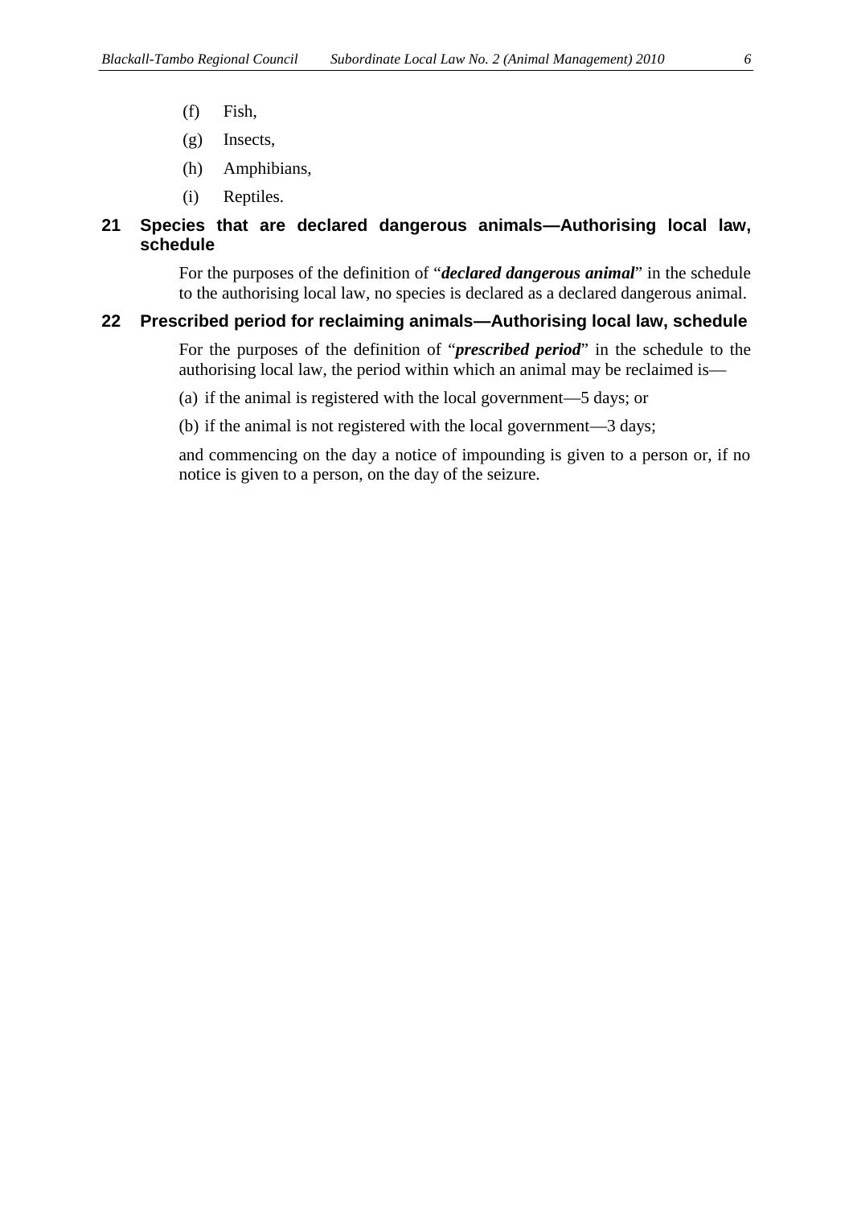(f) Fish,

(g) Insects,

(h) Amphibians,

(i) Reptiles.

### 21 Species that are declared dangerous animals—Authorising local law, schedule

For the purposes of the definition of "***declared dangerous animal***" in the schedule to the authorising local law, no species is declared as a declared dangerous animal.

### 22 Prescribed period for reclaiming animals—Authorising local law, schedule

For the purposes of the definition of "***prescribed period***" in the schedule to the authorising local law, the period within which an animal may be reclaimed is—

(a) if the animal is registered with the local government—5 days; or

(b) if the animal is not registered with the local government—3 days;

and commencing on the day a notice of impounding is given to a person or, if no notice is given to a person, on the day of the seizure.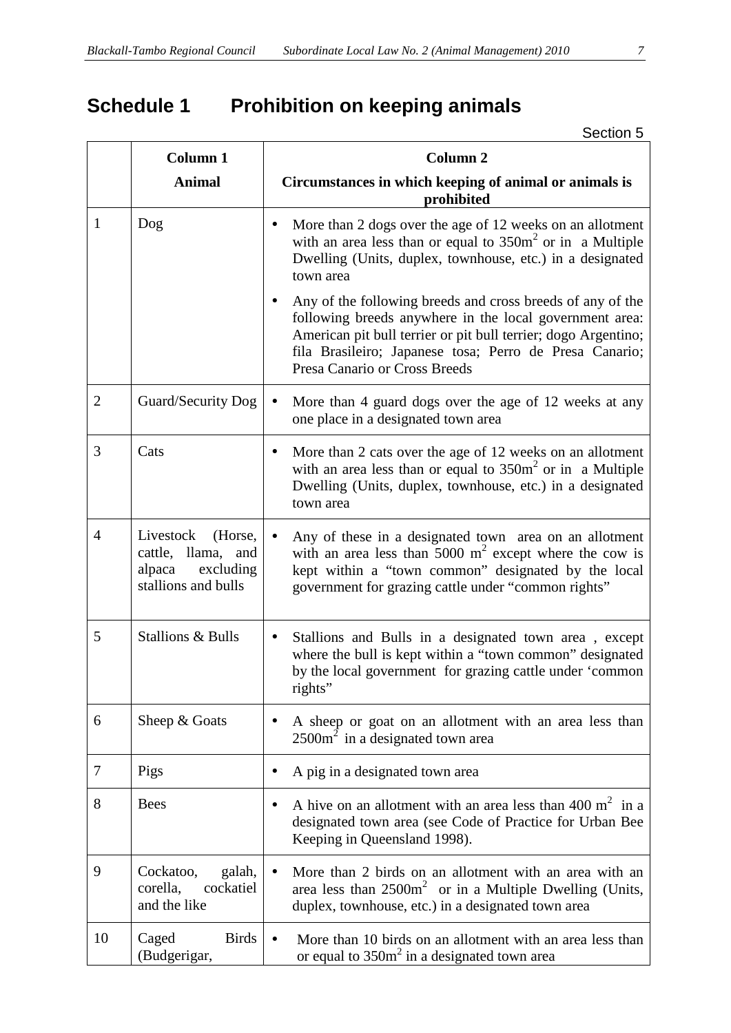# Schedule 1 Prohibition on keeping animals

Section 5

| | Column 1<br>**Animal** | Column 2<br>**Circumstances in which keeping of animal or animals is prohibited** |
|---|---|---|
| 1 | Dog | • More than 2 dogs over the age of 12 weeks on an allotment with an area less than or equal to $350m^2$ or in a Multiple Dwelling (Units, duplex, townhouse, etc.) in a designated town area<br>• Any of the following breeds and cross breeds of any of the following breeds anywhere in the local government area: American pit bull terrier or pit bull terrier; dogo Argentino; fila Brasileiro; Japanese tosa; Perro de Presa Canario; Presa Canario or Cross Breeds |
| 2 | Guard/Security Dog | • More than 4 guard dogs over the age of 12 weeks at any one place in a designated town area |
| 3 | Cats | • More than 2 cats over the age of 12 weeks on an allotment with an area less than or equal to $350m^2$ or in a Multiple Dwelling (Units, duplex, townhouse, etc.) in a designated town area |
| 4 | Livestock (Horse, cattle, llama, and alpaca excluding stallions and bulls | • Any of these in a designated town area on an allotment with an area less than 5000 $m^2$ except where the cow is kept within a "town common" designated by the local government for grazing cattle under "common rights" |
| 5 | Stallions & Bulls | • Stallions and Bulls in a designated town area , except where the bull is kept within a "town common" designated by the local government for grazing cattle under 'common rights" |
| 6 | Sheep & Goats | • A sheep or goat on an allotment with an area less than $2500m^2$ in a designated town area |
| 7 | Pigs | • A pig in a designated town area |
| 8 | Bees | • A hive on an allotment with an area less than 400 $m^2$ in a designated town area (see Code of Practice for Urban Bee Keeping in Queensland 1998). |
| 9 | Cockatoo, galah, corella, cockatiel and the like | • More than 2 birds on an allotment with an area with an area less than $2500m^2$ or in a Multiple Dwelling (Units, duplex, townhouse, etc.) in a designated town area |
| 10 | Caged Birds (Budgerigar, | • More than 10 birds on an allotment with an area less than or equal to $350m^2$ in a designated town area |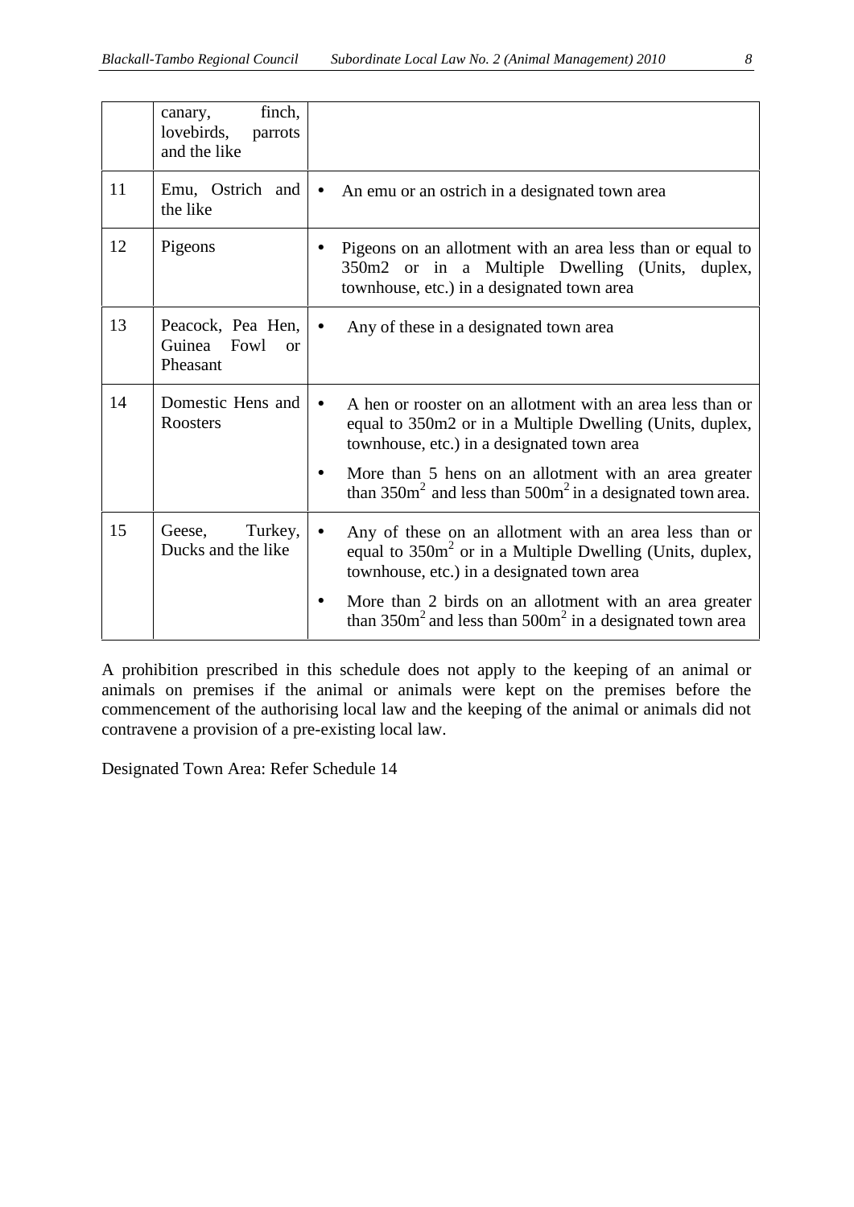| | | |
|---|---|---|
| | canary, finch, lovebirds, parrots and the like | |
| 11 | Emu, Ostrich and the like | • An emu or an ostrich in a designated town area |
| 12 | Pigeons | • Pigeons on an allotment with an area less than or equal to 350m2 or in a Multiple Dwelling (Units, duplex, townhouse, etc.) in a designated town area |
| 13 | Peacock, Pea Hen, Guinea Fowl or Pheasant | • Any of these in a designated town area |
| 14 | Domestic Hens and Roosters | • A hen or rooster on an allotment with an area less than or equal to 350m2 or in a Multiple Dwelling (Units, duplex, townhouse, etc.) in a designated town area<br>• More than 5 hens on an allotment with an area greater than $350m^2$ and less than $500m^2$ in a designated town area. |
| 15 | Geese, Turkey, Ducks and the like | • Any of these on an allotment with an area less than or equal to $350m^2$ or in a Multiple Dwelling (Units, duplex, townhouse, etc.) in a designated town area<br>• More than 2 birds on an allotment with an area greater than $350m^2$ and less than $500m^2$ in a designated town area |

A prohibition prescribed in this schedule does not apply to the keeping of an animal or animals on premises if the animal or animals were kept on the premises before the commencement of the authorising local law and the keeping of the animal or animals did not contravene a provision of a pre-existing local law.

Designated Town Area: Refer Schedule 14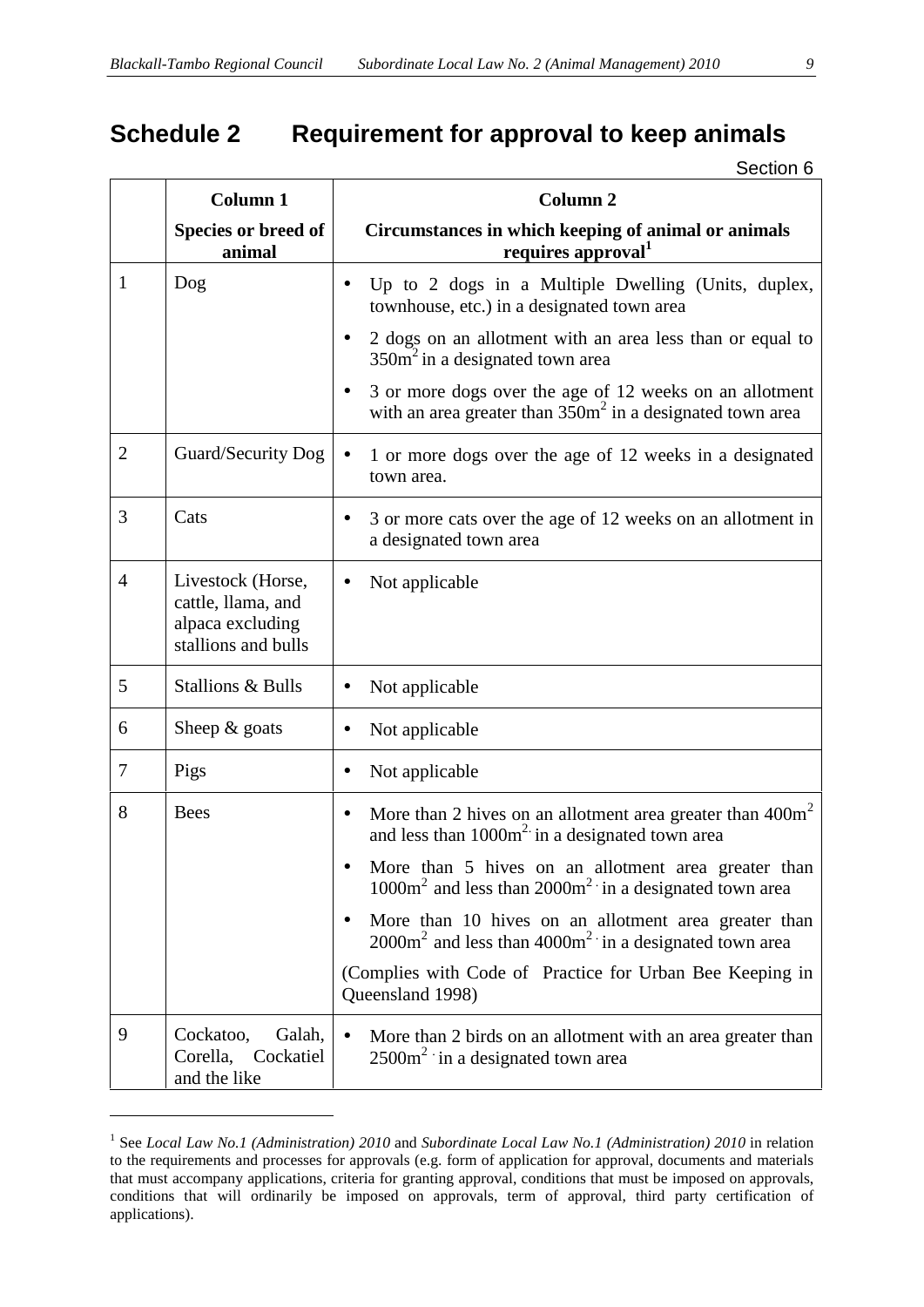# Schedule 2 Requirement for approval to keep animals

Section 6

| | Column 1<br>Species or breed of animal | Column 2<br>Circumstances in which keeping of animal or animals requires approval[1] |
|---|---|---|
| 1 | Dog | • Up to 2 dogs in a Multiple Dwelling (Units, duplex, townhouse, etc.) in a designated town area<br>• 2 dogs on an allotment with an area less than or equal to $350m^2$ in a designated town area<br>• 3 or more dogs over the age of 12 weeks on an allotment with an area greater than $350m^2$ in a designated town area |
| 2 | Guard/Security Dog | • 1 or more dogs over the age of 12 weeks in a designated town area. |
| 3 | Cats | • 3 or more cats over the age of 12 weeks on an allotment in a designated town area |
| 4 | Livestock (Horse, cattle, llama, and alpaca excluding stallions and bulls | • Not applicable |
| 5 | Stallions & Bulls | • Not applicable |
| 6 | Sheep & goats | • Not applicable |
| 7 | Pigs | • Not applicable |
| 8 | Bees | • More than 2 hives on an allotment area greater than $400m^2$ and less than $1000m^2$ in a designated town area<br>• More than 5 hives on an allotment area greater than $1000m^2$ and less than $2000m^2$ in a designated town area<br>• More than 10 hives on an allotment area greater than $2000m^2$ and less than $4000m^2$ in a designated town area<br>(Complies with Code of Practice for Urban Bee Keeping in Queensland 1998) |
| 9 | Cockatoo, Galah, Corella, Cockatiel and the like | • More than 2 birds on an allotment with an area greater than $2500m^2$ in a designated town area |

[1] See *Local Law No.1 (Administration) 2010* and *Subordinate Local Law No.1 (Administration) 2010* in relation to the requirements and processes for approvals (e.g. form of application for approval, documents and materials that must accompany applications, criteria for granting approval, conditions that must be imposed on approvals, conditions that will ordinarily be imposed on approvals, term of approval, third party certification of applications).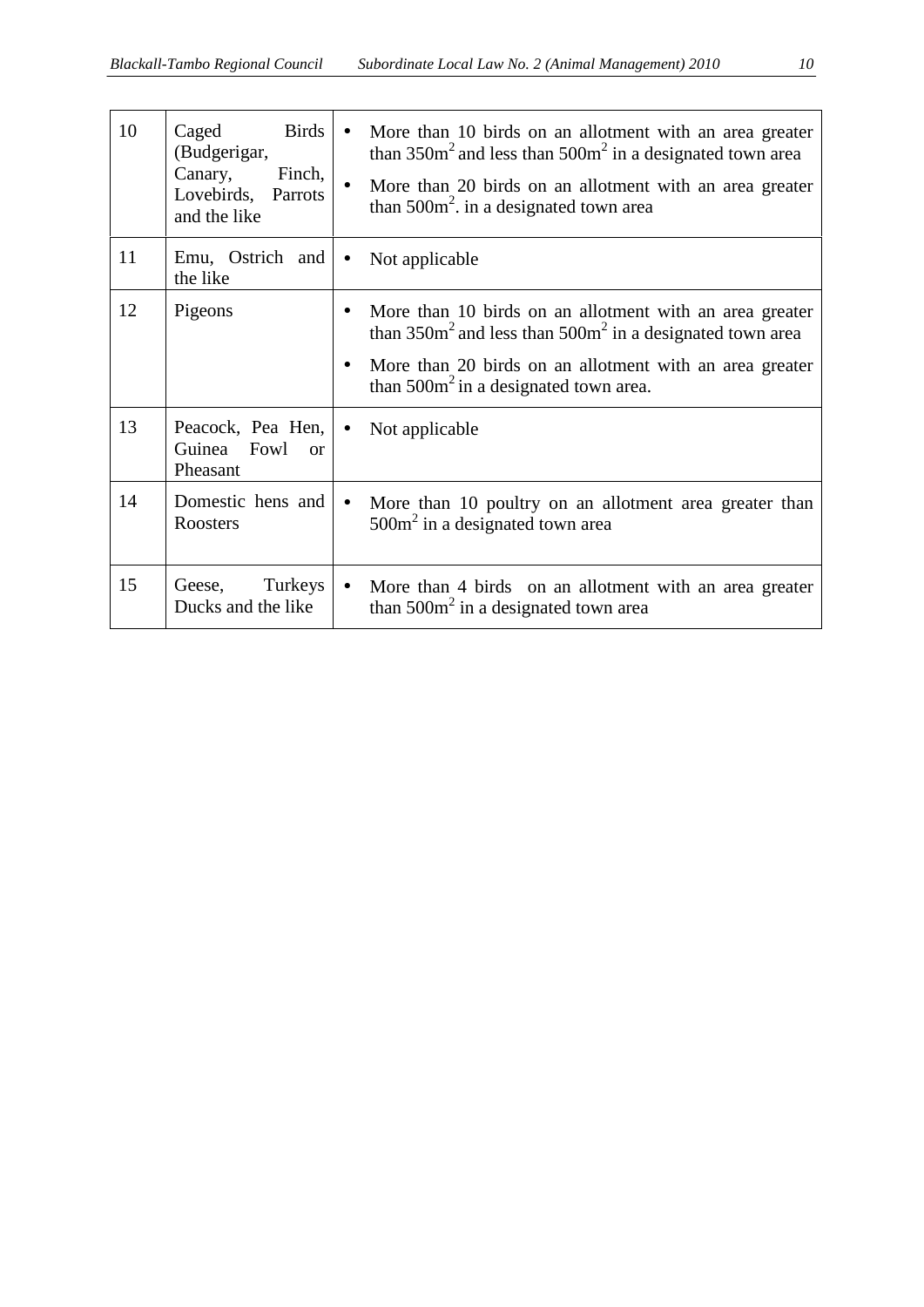| 10 | Caged Birds (Budgerigar, Canary, Finch, Lovebirds, Parrots and the like | • More than 10 birds on an allotment with an area greater than $350m^2$ and less than $500m^2$ in a designated town area<br>• More than 20 birds on an allotment with an area greater than $500m^2$. in a designated town area |
|---|---|---|
| 11 | Emu, Ostrich and the like | • Not applicable |
| 12 | Pigeons | • More than 10 birds on an allotment with an area greater than $350m^2$ and less than $500m^2$ in a designated town area<br>• More than 20 birds on an allotment with an area greater than $500m^2$ in a designated town area. |
| 13 | Peacock, Pea Hen, Guinea Fowl or Pheasant | • Not applicable |
| 14 | Domestic hens and Roosters | • More than 10 poultry on an allotment area greater than $500m^2$ in a designated town area |
| 15 | Geese, Turkeys Ducks and the like | • More than 4 birds on an allotment with an area greater than $500m^2$ in a designated town area |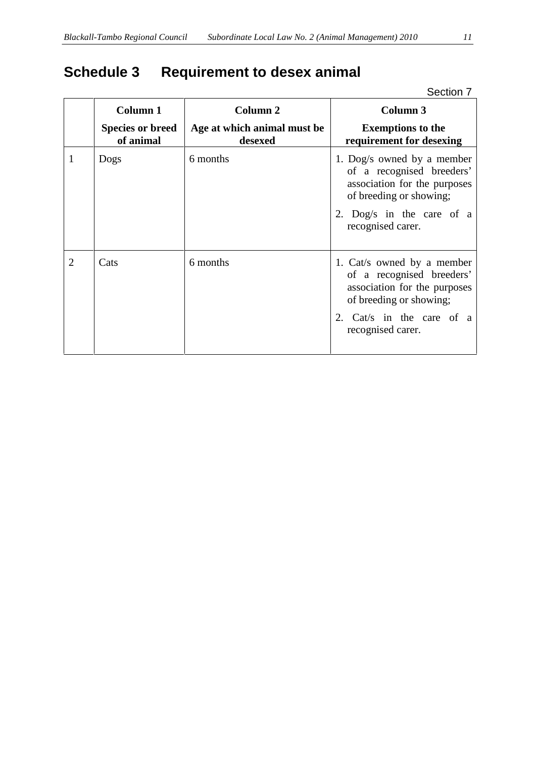# Schedule 3 Requirement to desex animal

Section 7

| | Column 1<br>Species or breed of animal | Column 2<br>Age at which animal must be desexed | Column 3<br>Exemptions to the requirement for desexing |
|---|---|---|---|
| 1 | Dogs | 6 months | 1. Dog/s owned by a member of a recognised breeders' association for the purposes of breeding or showing;<br>2. Dog/s in the care of a recognised carer. |
| 2 | Cats | 6 months | 1. Cat/s owned by a member of a recognised breeders' association for the purposes of breeding or showing;<br>2. Cat/s in the care of a recognised carer. |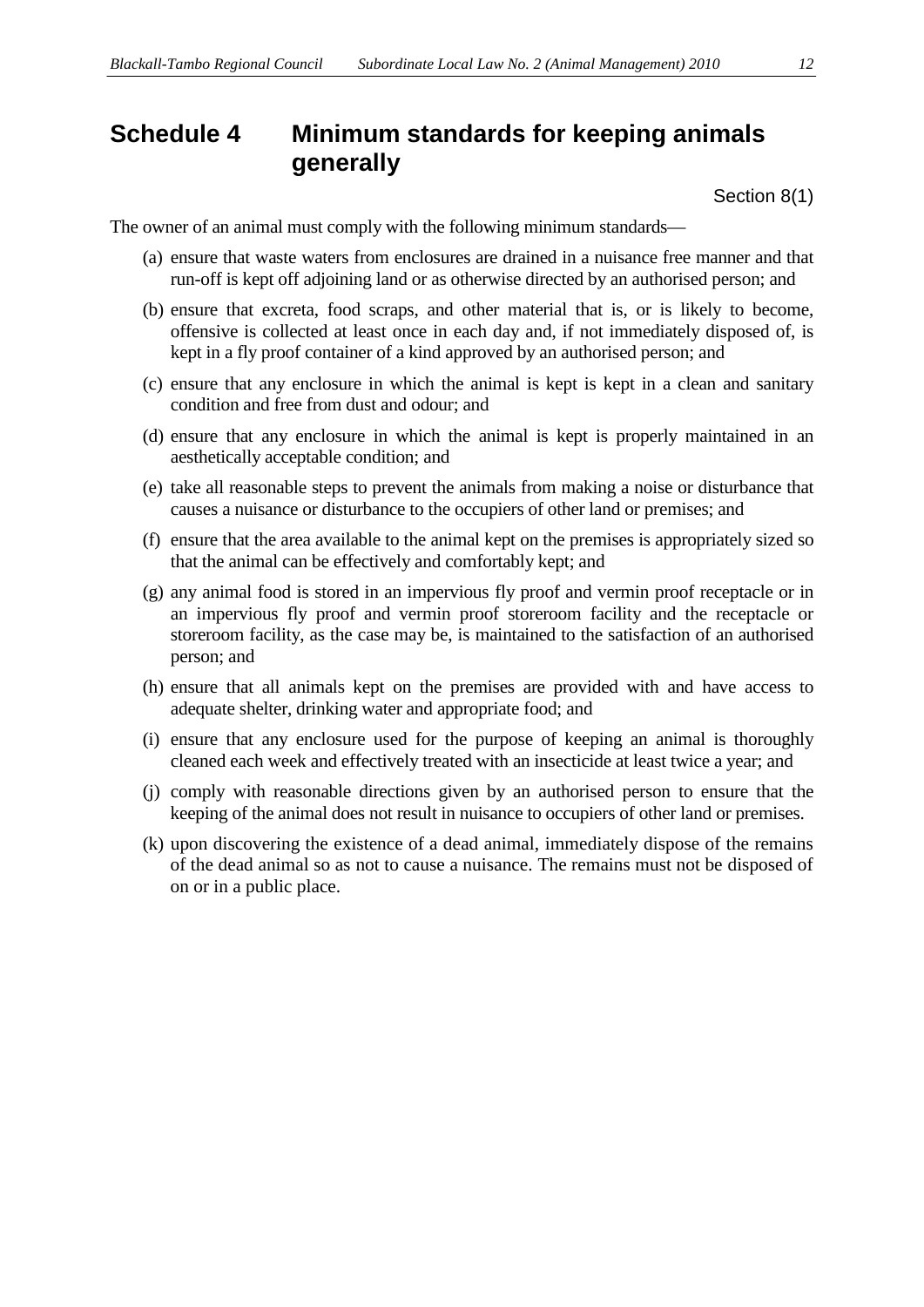# Schedule 4 Minimum standards for keeping animals generally

Section 8(1)

The owner of an animal must comply with the following minimum standards—

(a) ensure that waste waters from enclosures are drained in a nuisance free manner and that run-off is kept off adjoining land or as otherwise directed by an authorised person; and

(b) ensure that excreta, food scraps, and other material that is, or is likely to become, offensive is collected at least once in each day and, if not immediately disposed of, is kept in a fly proof container of a kind approved by an authorised person; and

(c) ensure that any enclosure in which the animal is kept is kept in a clean and sanitary condition and free from dust and odour; and

(d) ensure that any enclosure in which the animal is kept is properly maintained in an aesthetically acceptable condition; and

(e) take all reasonable steps to prevent the animals from making a noise or disturbance that causes a nuisance or disturbance to the occupiers of other land or premises; and

(f) ensure that the area available to the animal kept on the premises is appropriately sized so that the animal can be effectively and comfortably kept; and

(g) any animal food is stored in an impervious fly proof and vermin proof receptacle or in an impervious fly proof and vermin proof storeroom facility and the receptacle or storeroom facility, as the case may be, is maintained to the satisfaction of an authorised person; and

(h) ensure that all animals kept on the premises are provided with and have access to adequate shelter, drinking water and appropriate food; and

(i) ensure that any enclosure used for the purpose of keeping an animal is thoroughly cleaned each week and effectively treated with an insecticide at least twice a year; and

(j) comply with reasonable directions given by an authorised person to ensure that the keeping of the animal does not result in nuisance to occupiers of other land or premises.

(k) upon discovering the existence of a dead animal, immediately dispose of the remains of the dead animal so as not to cause a nuisance. The remains must not be disposed of on or in a public place.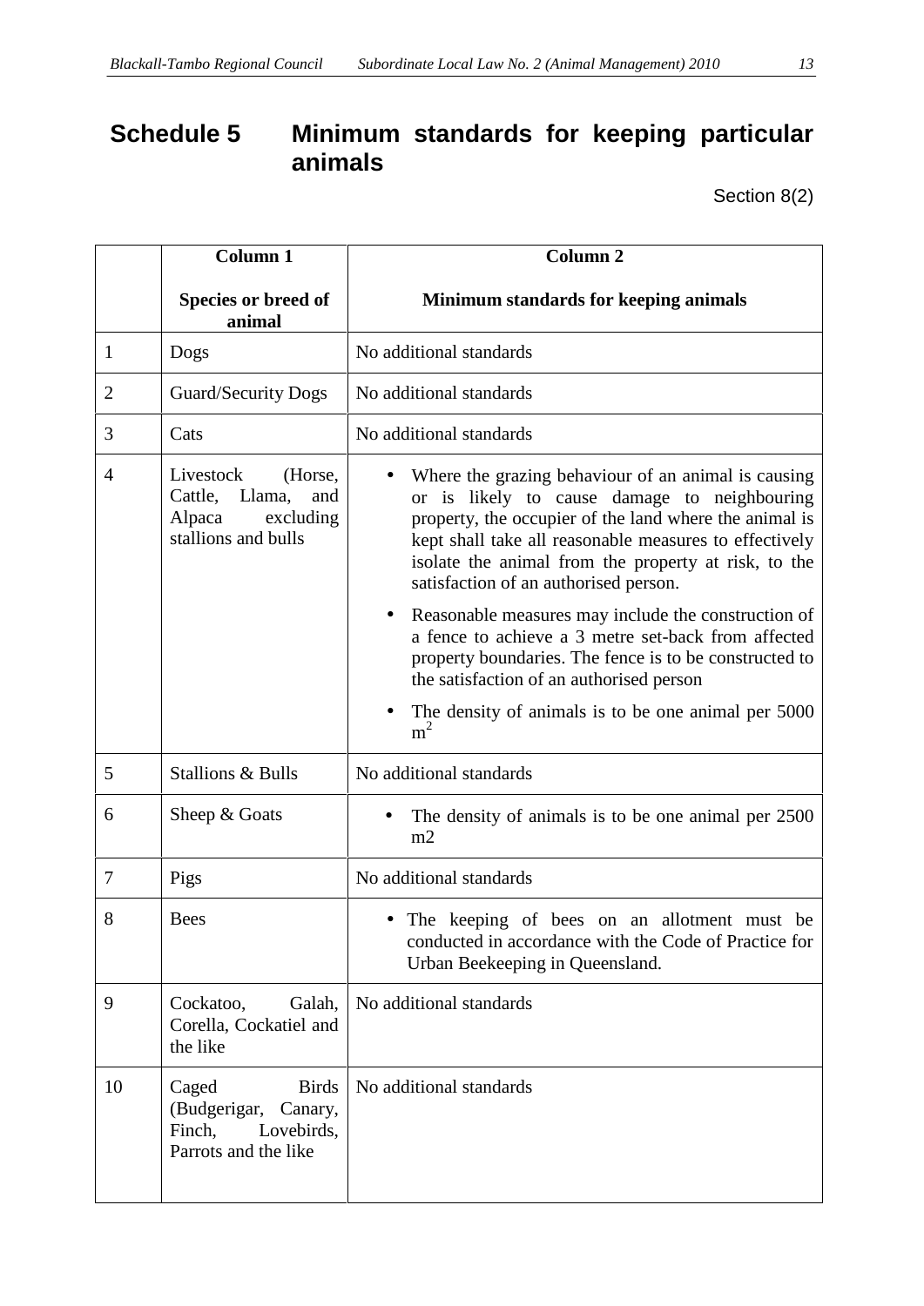# Schedule 5 Minimum standards for keeping particular animals

Section 8(2)

| | Column 1<br><br>Species or breed of animal | Column 2<br><br>Minimum standards for keeping animals |
|---|---|---|
| 1 | Dogs | No additional standards |
| 2 | Guard/Security Dogs | No additional standards |
| 3 | Cats | No additional standards |
| 4 | Livestock (Horse, Cattle, Llama, and Alpaca excluding stallions and bulls | • Where the grazing behaviour of an animal is causing or is likely to cause damage to neighbouring property, the occupier of the land where the animal is kept shall take all reasonable measures to effectively isolate the animal from the property at risk, to the satisfaction of an authorised person.<br>• Reasonable measures may include the construction of a fence to achieve a 3 metre set-back from affected property boundaries. The fence is to be constructed to the satisfaction of an authorised person<br>• The density of animals is to be one animal per 5000 $m^2$ |
| 5 | Stallions & Bulls | No additional standards |
| 6 | Sheep & Goats | • The density of animals is to be one animal per 2500 m2 |
| 7 | Pigs | No additional standards |
| 8 | Bees | • The keeping of bees on an allotment must be conducted in accordance with the Code of Practice for Urban Beekeeping in Queensland. |
| 9 | Cockatoo, Galah, Corella, Cockatiel and the like | No additional standards |
| 10 | Caged Birds (Budgerigar, Canary, Finch, Lovebirds, Parrots and the like | No additional standards |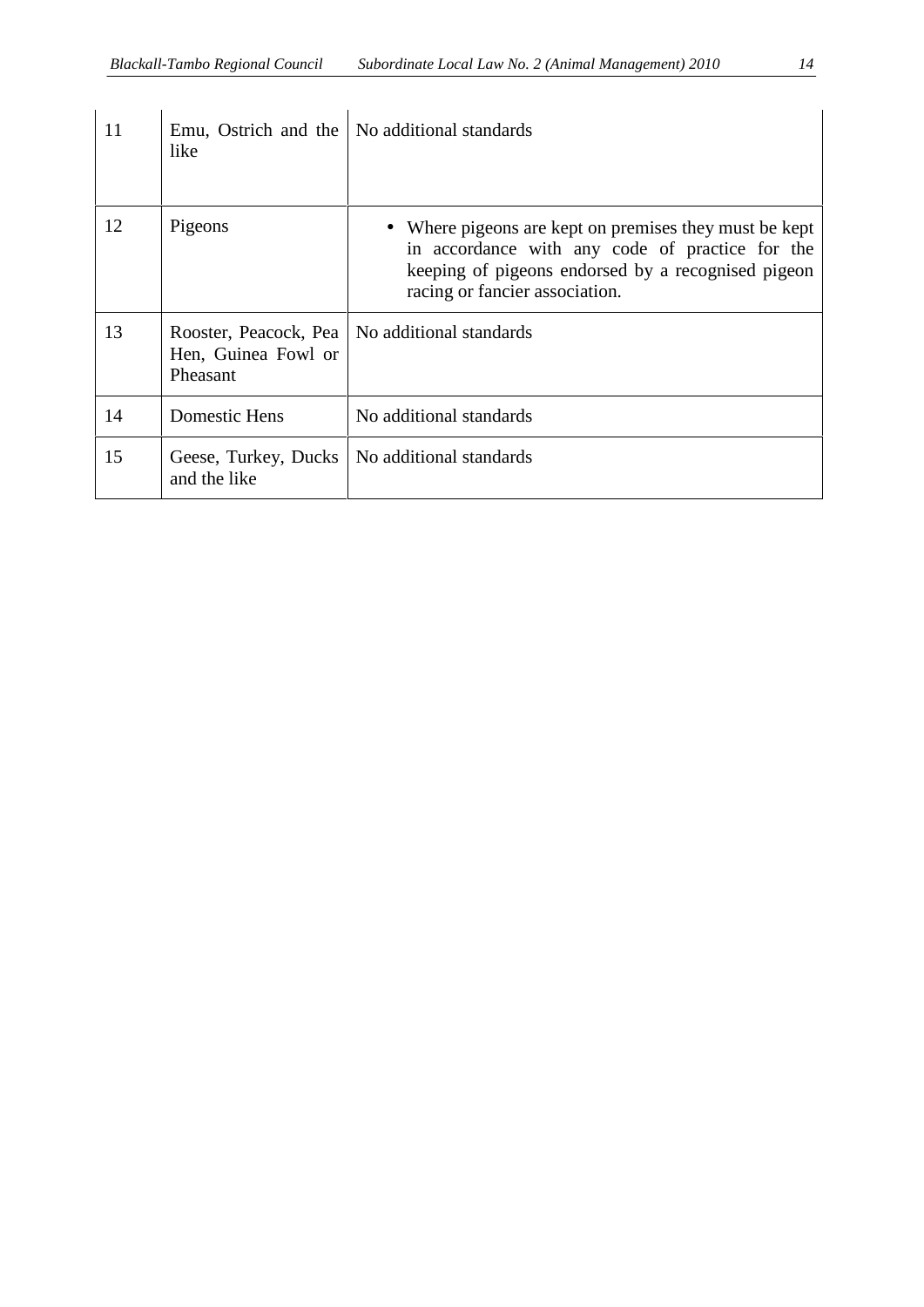| | | |
|---|---|---|
| 11 | Emu, Ostrich and the like | No additional standards |
| 12 | Pigeons | • Where pigeons are kept on premises they must be kept in accordance with any code of practice for the keeping of pigeons endorsed by a recognised pigeon racing or fancier association. |
| 13 | Rooster, Peacock, Pea Hen, Guinea Fowl or Pheasant | No additional standards |
| 14 | Domestic Hens | No additional standards |
| 15 | Geese, Turkey, Ducks and the like | No additional standards |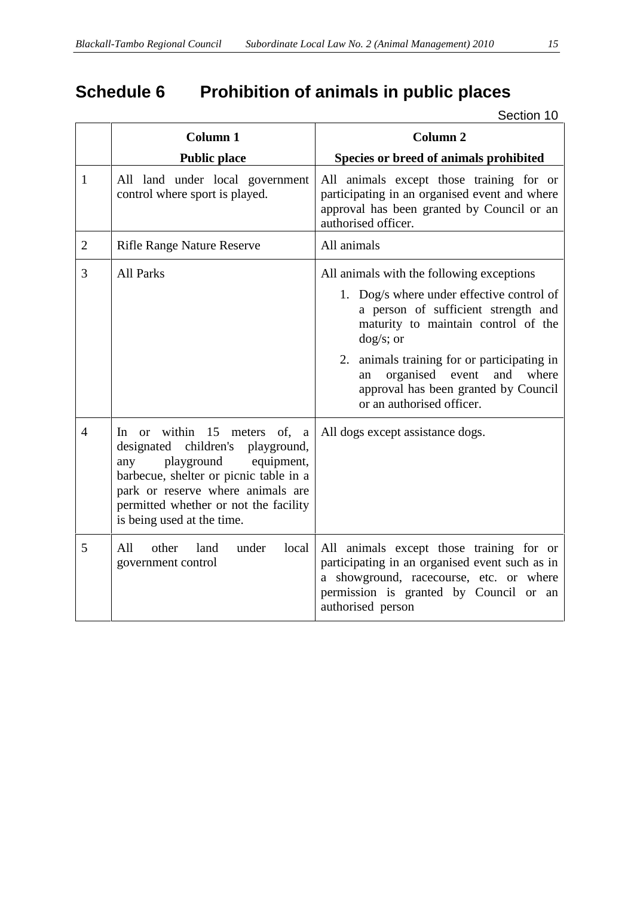# Schedule 6 Prohibition of animals in public places

Section 10

| | Column 1<br>Public place | Column 2<br>Species or breed of animals prohibited |
|---|---|---|
| 1 | All land under local government control where sport is played. | All animals except those training for or participating in an organised event and where approval has been granted by Council or an authorised officer. |
| 2 | Rifle Range Nature Reserve | All animals |
| 3 | All Parks | All animals with the following exceptions<br>1. Dog/s where under effective control of a person of sufficient strength and maturity to maintain control of the dog/s; or<br>2. animals training for or participating in an organised event and where approval has been granted by Council or an authorised officer. |
| 4 | In or within 15 meters of, a designated children's playground, any playground equipment, barbecue, shelter or picnic table in a park or reserve where animals are permitted whether or not the facility is being used at the time. | All dogs except assistance dogs. |
| 5 | All other land under local government control | All animals except those training for or participating in an organised event such as in a showground, racecourse, etc. or where permission is granted by Council or an authorised person |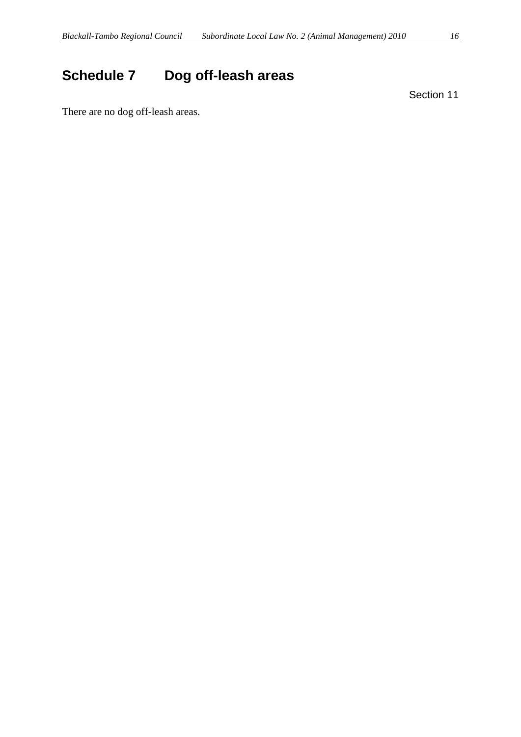# Schedule 7 Dog off-leash areas

Section 11

There are no dog off-leash areas.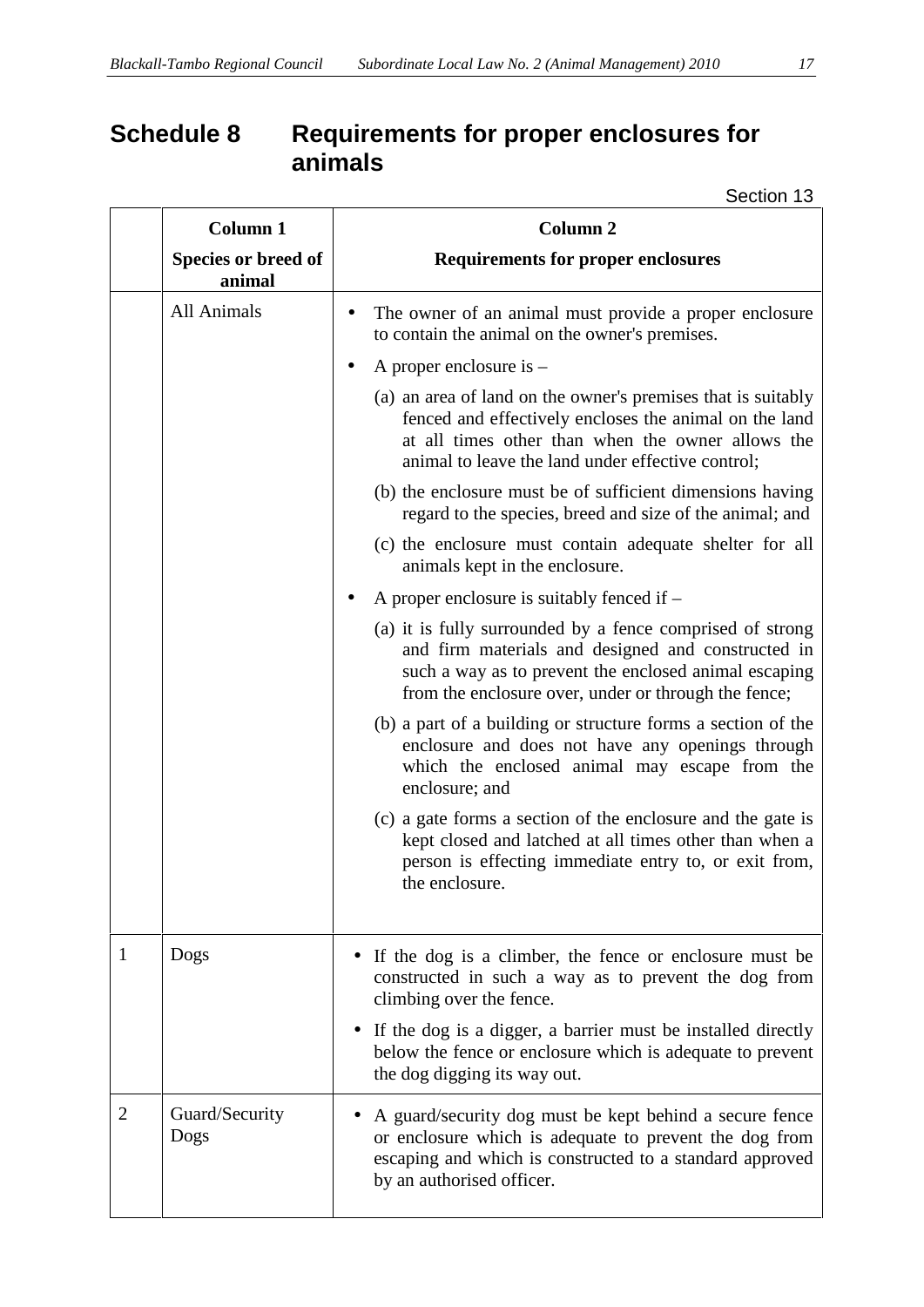# Schedule 8 Requirements for proper enclosures for animals

Section 13

| | Column 1<br>Species or breed of animal | Column 2<br>Requirements for proper enclosures |
|---|---|---|
| | All Animals | • The owner of an animal must provide a proper enclosure to contain the animal on the owner's premises.<br>• A proper enclosure is –<br>(a) an area of land on the owner's premises that is suitably fenced and effectively encloses the animal on the land at all times other than when the owner allows the animal to leave the land under effective control;<br>(b) the enclosure must be of sufficient dimensions having regard to the species, breed and size of the animal; and<br>(c) the enclosure must contain adequate shelter for all animals kept in the enclosure.<br>• A proper enclosure is suitably fenced if –<br>(a) it is fully surrounded by a fence comprised of strong and firm materials and designed and constructed in such a way as to prevent the enclosed animal escaping from the enclosure over, under or through the fence;<br>(b) a part of a building or structure forms a section of the enclosure and does not have any openings through which the enclosed animal may escape from the enclosure; and<br>(c) a gate forms a section of the enclosure and the gate is kept closed and latched at all times other than when a person is effecting immediate entry to, or exit from, the enclosure. |
| 1 | Dogs | • If the dog is a climber, the fence or enclosure must be constructed in such a way as to prevent the dog from climbing over the fence.<br>• If the dog is a digger, a barrier must be installed directly below the fence or enclosure which is adequate to prevent the dog digging its way out. |
| 2 | Guard/Security Dogs | • A guard/security dog must be kept behind a secure fence or enclosure which is adequate to prevent the dog from escaping and which is constructed to a standard approved by an authorised officer. |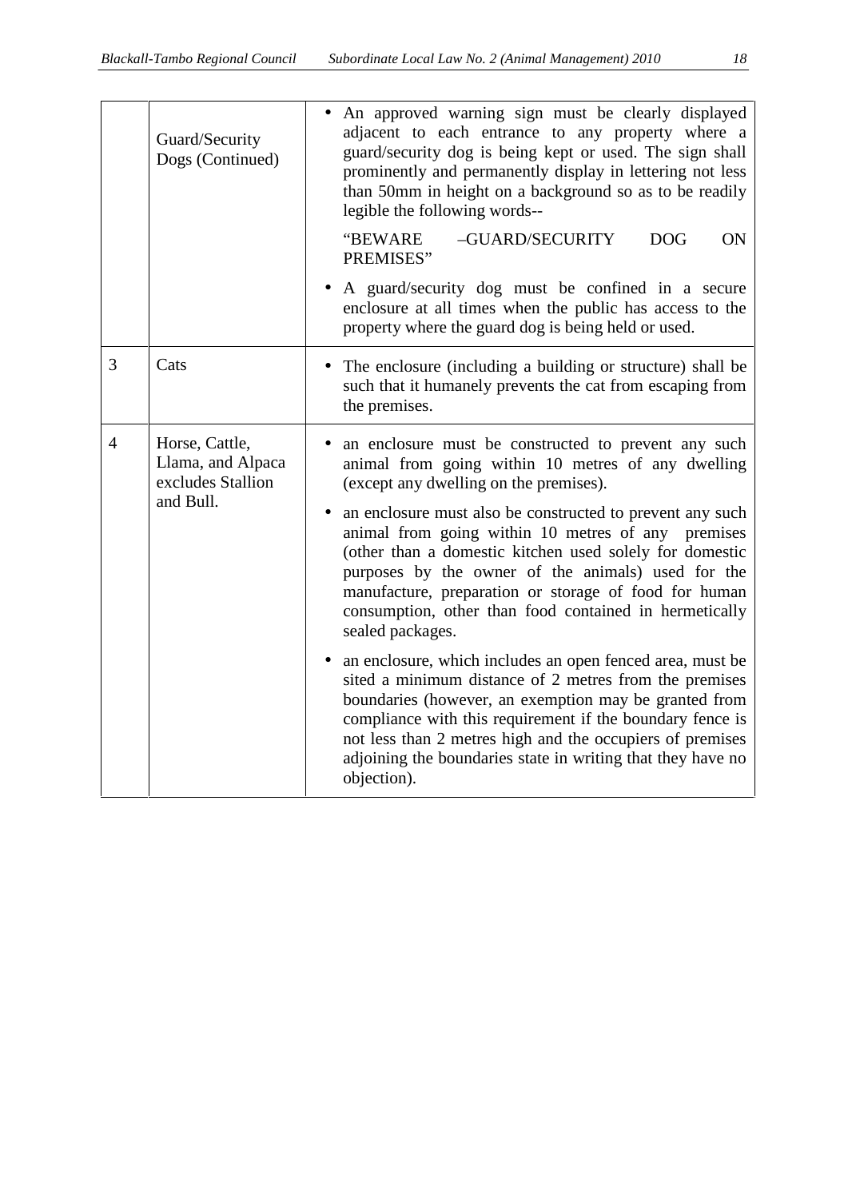| | | |
|---|---|---|
| | Guard/Security Dogs (Continued) | • An approved warning sign must be clearly displayed adjacent to each entrance to any property where a guard/security dog is being kept or used. The sign shall prominently and permanently display in lettering not less than 50mm in height on a background so as to be readily legible the following words--<br><br>"BEWARE –GUARD/SECURITY DOG ON PREMISES"<br><br>• A guard/security dog must be confined in a secure enclosure at all times when the public has access to the property where the guard dog is being held or used. |
| 3 | Cats | • The enclosure (including a building or structure) shall be such that it humanely prevents the cat from escaping from the premises. |
| 4 | Horse, Cattle, Llama, and Alpaca excludes Stallion and Bull. | • an enclosure must be constructed to prevent any such animal from going within 10 metres of any dwelling (except any dwelling on the premises).<br><br>• an enclosure must also be constructed to prevent any such animal from going within 10 metres of any premises (other than a domestic kitchen used solely for domestic purposes by the owner of the animals) used for the manufacture, preparation or storage of food for human consumption, other than food contained in hermetically sealed packages.<br><br>• an enclosure, which includes an open fenced area, must be sited a minimum distance of 2 metres from the premises boundaries (however, an exemption may be granted from compliance with this requirement if the boundary fence is not less than 2 metres high and the occupiers of premises adjoining the boundaries state in writing that they have no objection). |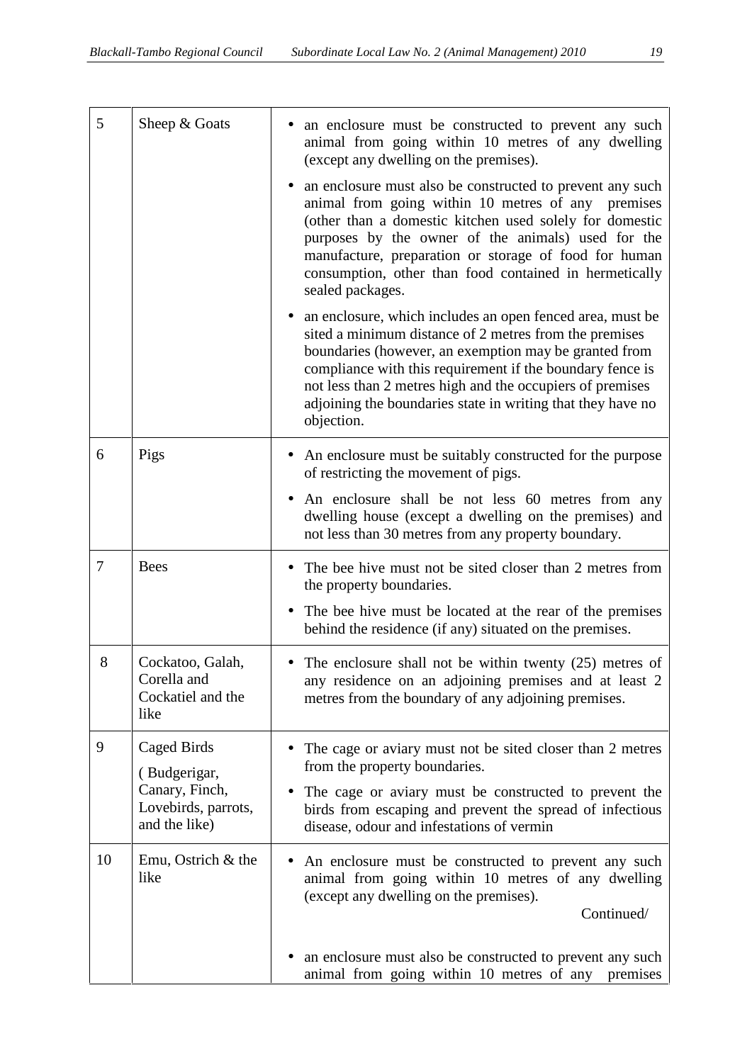| | | |
|---|---|---|
| 5 | Sheep & Goats | • an enclosure must be constructed to prevent any such animal from going within 10 metres of any dwelling (except any dwelling on the premises).<br>• an enclosure must also be constructed to prevent any such animal from going within 10 metres of any premises (other than a domestic kitchen used solely for domestic purposes by the owner of the animals) used for the manufacture, preparation or storage of food for human consumption, other than food contained in hermetically sealed packages.<br>• an enclosure, which includes an open fenced area, must be sited a minimum distance of 2 metres from the premises boundaries (however, an exemption may be granted from compliance with this requirement if the boundary fence is not less than 2 metres high and the occupiers of premises adjoining the boundaries state in writing that they have no objection. |
| 6 | Pigs | • An enclosure must be suitably constructed for the purpose of restricting the movement of pigs.<br>• An enclosure shall be not less 60 metres from any dwelling house (except a dwelling on the premises) and not less than 30 metres from any property boundary. |
| 7 | Bees | • The bee hive must not be sited closer than 2 metres from the property boundaries.<br>• The bee hive must be located at the rear of the premises behind the residence (if any) situated on the premises. |
| 8 | Cockatoo, Galah, Corella and Cockatiel and the like | • The enclosure shall not be within twenty (25) metres of any residence on an adjoining premises and at least 2 metres from the boundary of any adjoining premises. |
| 9 | Caged Birds (Budgerigar, Canary, Finch, Lovebirds, parrots, and the like) | • The cage or aviary must not be sited closer than 2 metres from the property boundaries.<br>• The cage or aviary must be constructed to prevent the birds from escaping and prevent the spread of infectious disease, odour and infestations of vermin |
| 10 | Emu, Ostrich & the like | • An enclosure must be constructed to prevent any such animal from going within 10 metres of any dwelling (except any dwelling on the premises).<br>Continued/<br>• an enclosure must also be constructed to prevent any such animal from going within 10 metres of any premises |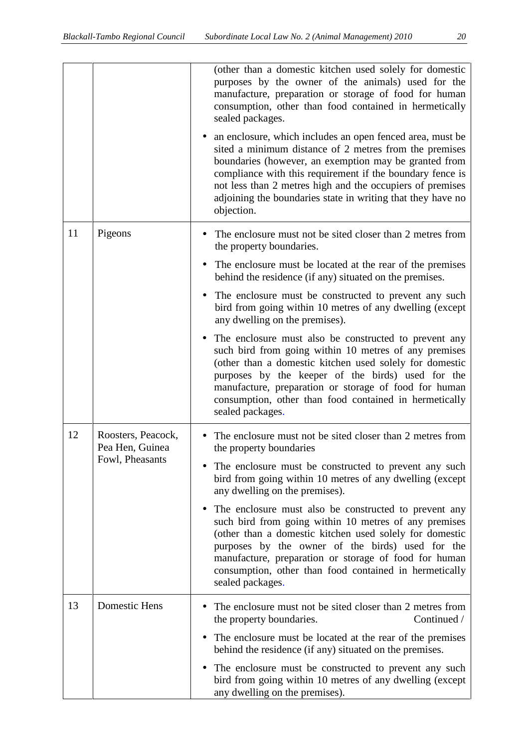| | | |
|---|---|---|
| | | (other than a domestic kitchen used solely for domestic purposes by the owner of the animals) used for the manufacture, preparation or storage of food for human consumption, other than food contained in hermetically sealed packages. <br> • an enclosure, which includes an open fenced area, must be sited a minimum distance of 2 metres from the premises boundaries (however, an exemption may be granted from compliance with this requirement if the boundary fence is not less than 2 metres high and the occupiers of premises adjoining the boundaries state in writing that they have no objection. |
| 11 | Pigeons | • The enclosure must not be sited closer than 2 metres from the property boundaries. <br> • The enclosure must be located at the rear of the premises behind the residence (if any) situated on the premises. <br> • The enclosure must be constructed to prevent any such bird from going within 10 metres of any dwelling (except any dwelling on the premises). <br> • The enclosure must also be constructed to prevent any such bird from going within 10 metres of any premises (other than a domestic kitchen used solely for domestic purposes by the keeper of the birds) used for the manufacture, preparation or storage of food for human consumption, other than food contained in hermetically sealed packages. |
| 12 | Roosters, Peacock, Pea Hen, Guinea Fowl, Pheasants | • The enclosure must not be sited closer than 2 metres from the property boundaries <br> • The enclosure must be constructed to prevent any such bird from going within 10 metres of any dwelling (except any dwelling on the premises). <br> • The enclosure must also be constructed to prevent any such bird from going within 10 metres of any premises (other than a domestic kitchen used solely for domestic purposes by the owner of the birds) used for the manufacture, preparation or storage of food for human consumption, other than food contained in hermetically sealed packages. |
| 13 | Domestic Hens | • The enclosure must not be sited closer than 2 metres from the property boundaries. Continued / <br> • The enclosure must be located at the rear of the premises behind the residence (if any) situated on the premises. <br> • The enclosure must be constructed to prevent any such bird from going within 10 metres of any dwelling (except any dwelling on the premises). |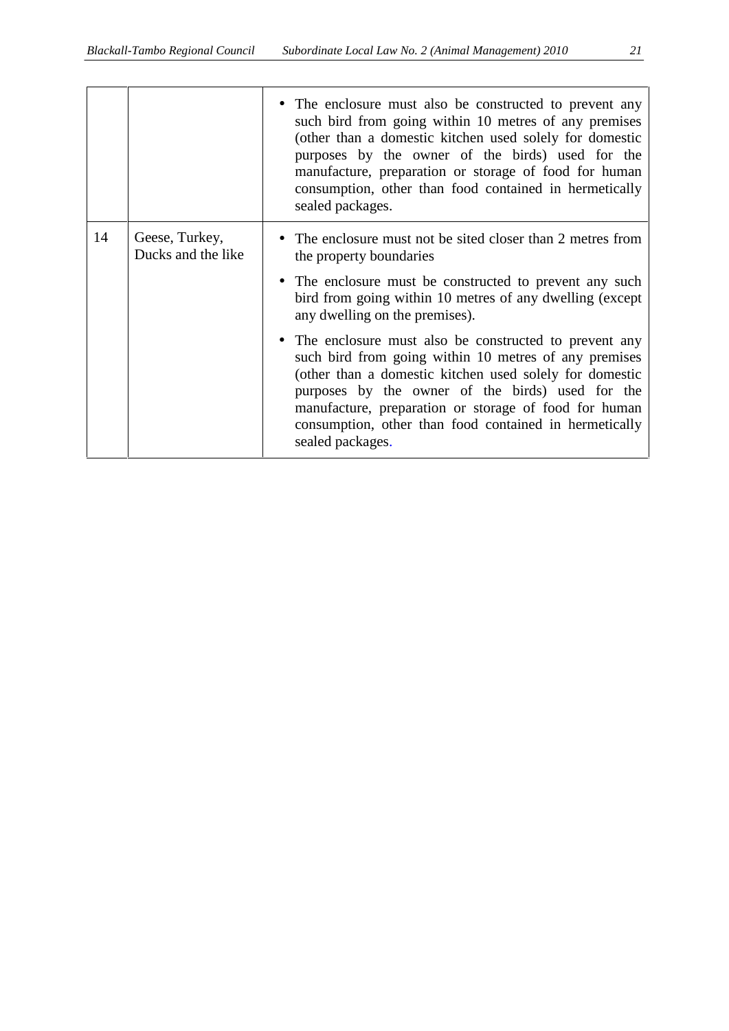| | | |
|---|---|---|
| | | • The enclosure must also be constructed to prevent any such bird from going within 10 metres of any premises (other than a domestic kitchen used solely for domestic purposes by the owner of the birds) used for the manufacture, preparation or storage of food for human consumption, other than food contained in hermetically sealed packages. |
| 14 | Geese, Turkey, Ducks and the like | • The enclosure must not be sited closer than 2 metres from the property boundaries<br>• The enclosure must be constructed to prevent any such bird from going within 10 metres of any dwelling (except any dwelling on the premises).<br>• The enclosure must also be constructed to prevent any such bird from going within 10 metres of any premises (other than a domestic kitchen used solely for domestic purposes by the owner of the birds) used for the manufacture, preparation or storage of food for human consumption, other than food contained in hermetically sealed packages. |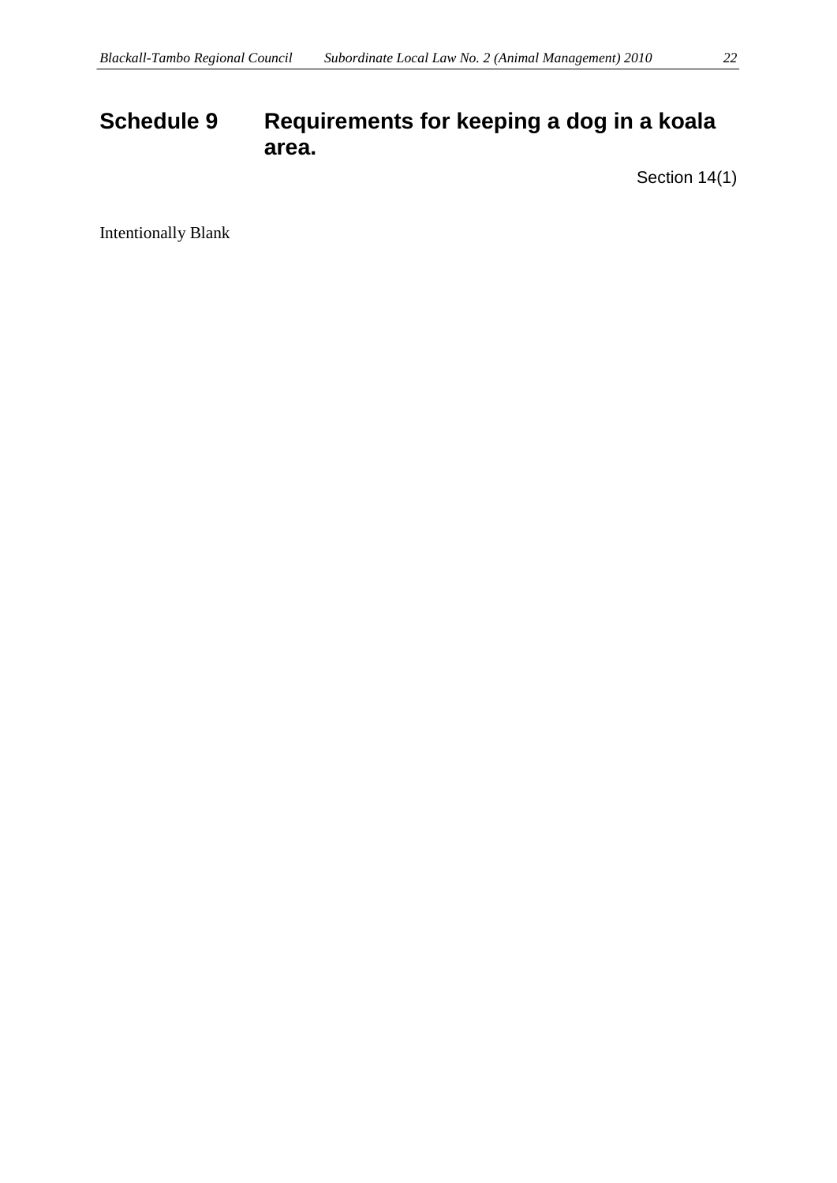# Schedule 9 Requirements for keeping a dog in a koala area.

Section 14(1)

Intentionally Blank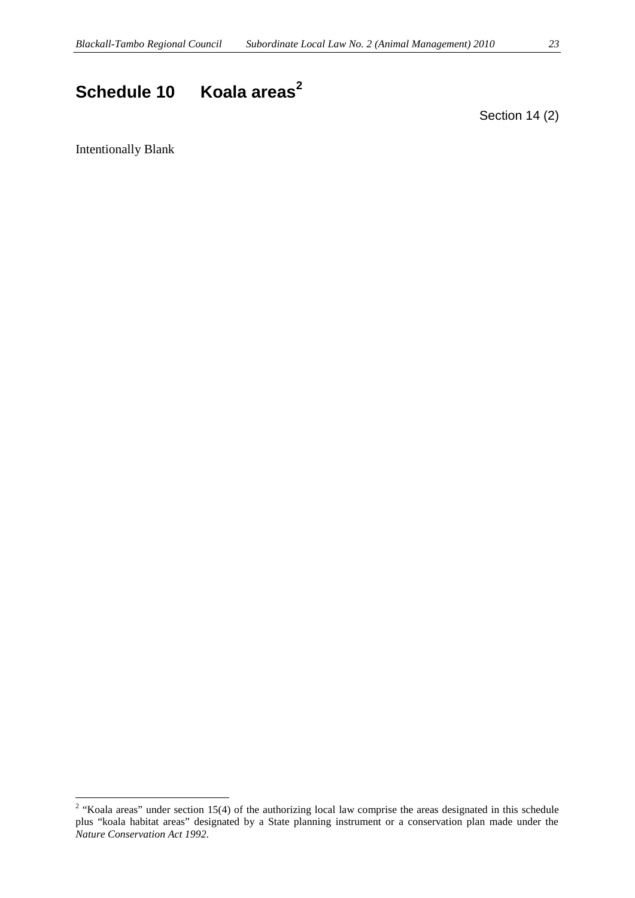# Schedule 10 Koala areas[2]

Section 14 (2)

Intentionally Blank

[2] "Koala areas" under section 15(4) of the authorizing local law comprise the areas designated in this schedule plus "koala habitat areas" designated by a State planning instrument or a conservation plan made under the *Nature Conservation Act 1992*.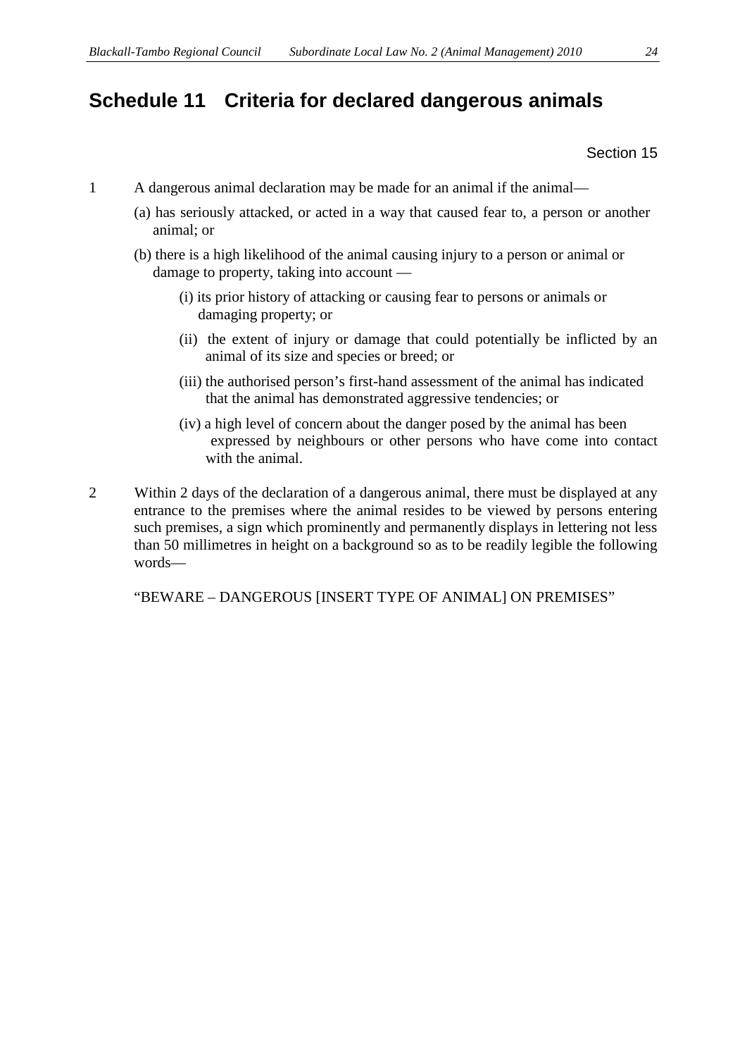# Schedule 11 Criteria for declared dangerous animals

Section 15

1 A dangerous animal declaration may be made for an animal if the animal—

(a) has seriously attacked, or acted in a way that caused fear to, a person or another animal; or

(b) there is a high likelihood of the animal causing injury to a person or animal or damage to property, taking into account —

(i) its prior history of attacking or causing fear to persons or animals or damaging property; or

(ii) the extent of injury or damage that could potentially be inflicted by an animal of its size and species or breed; or

(iii) the authorised person's first-hand assessment of the animal has indicated that the animal has demonstrated aggressive tendencies; or

(iv) a high level of concern about the danger posed by the animal has been expressed by neighbours or other persons who have come into contact with the animal.

2 Within 2 days of the declaration of a dangerous animal, there must be displayed at any entrance to the premises where the animal resides to be viewed by persons entering such premises, a sign which prominently and permanently displays in lettering not less than 50 millimetres in height on a background so as to be readily legible the following words—

"BEWARE – DANGEROUS [INSERT TYPE OF ANIMAL] ON PREMISES"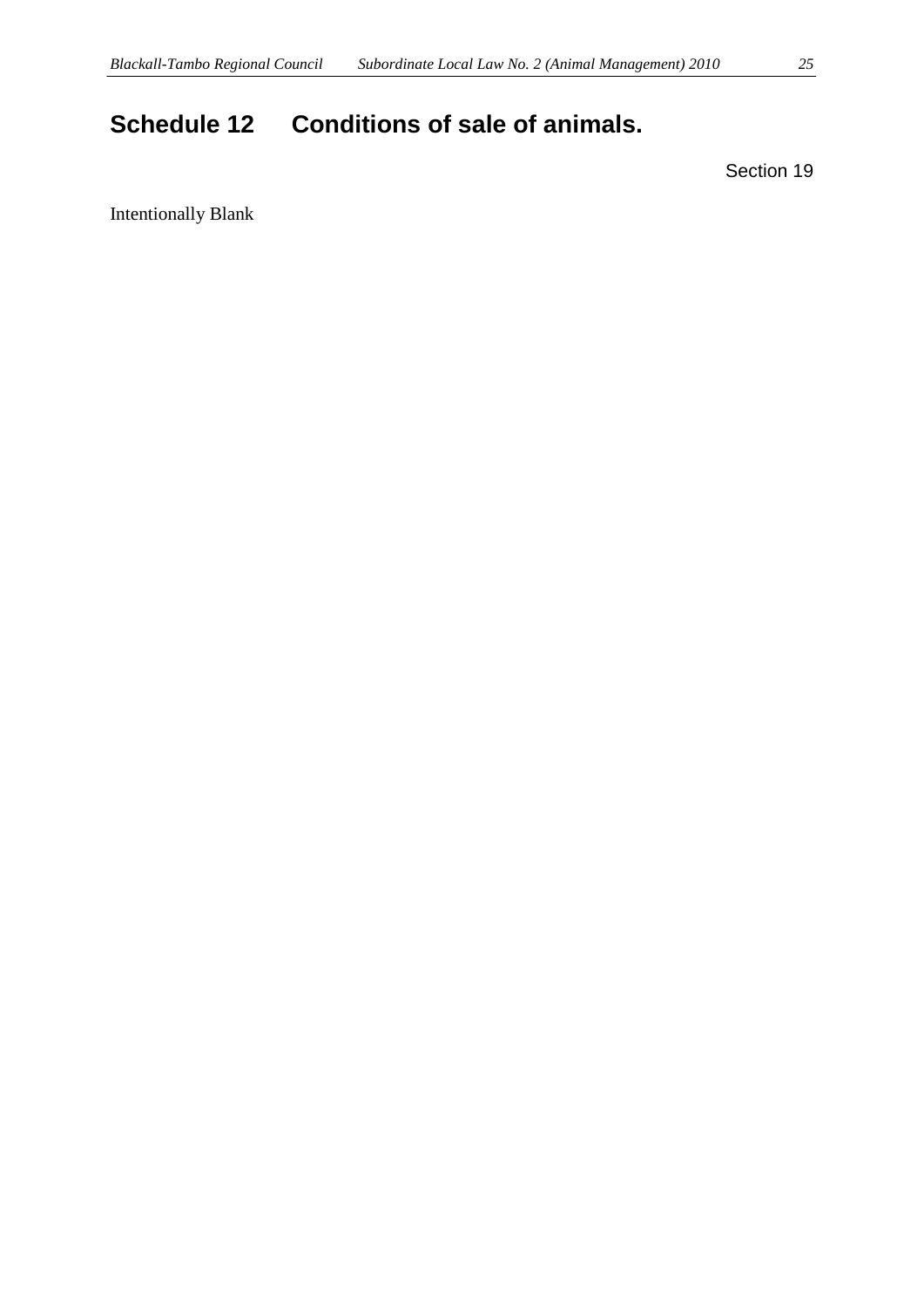# Schedule 12 Conditions of sale of animals.

Section 19

Intentionally Blank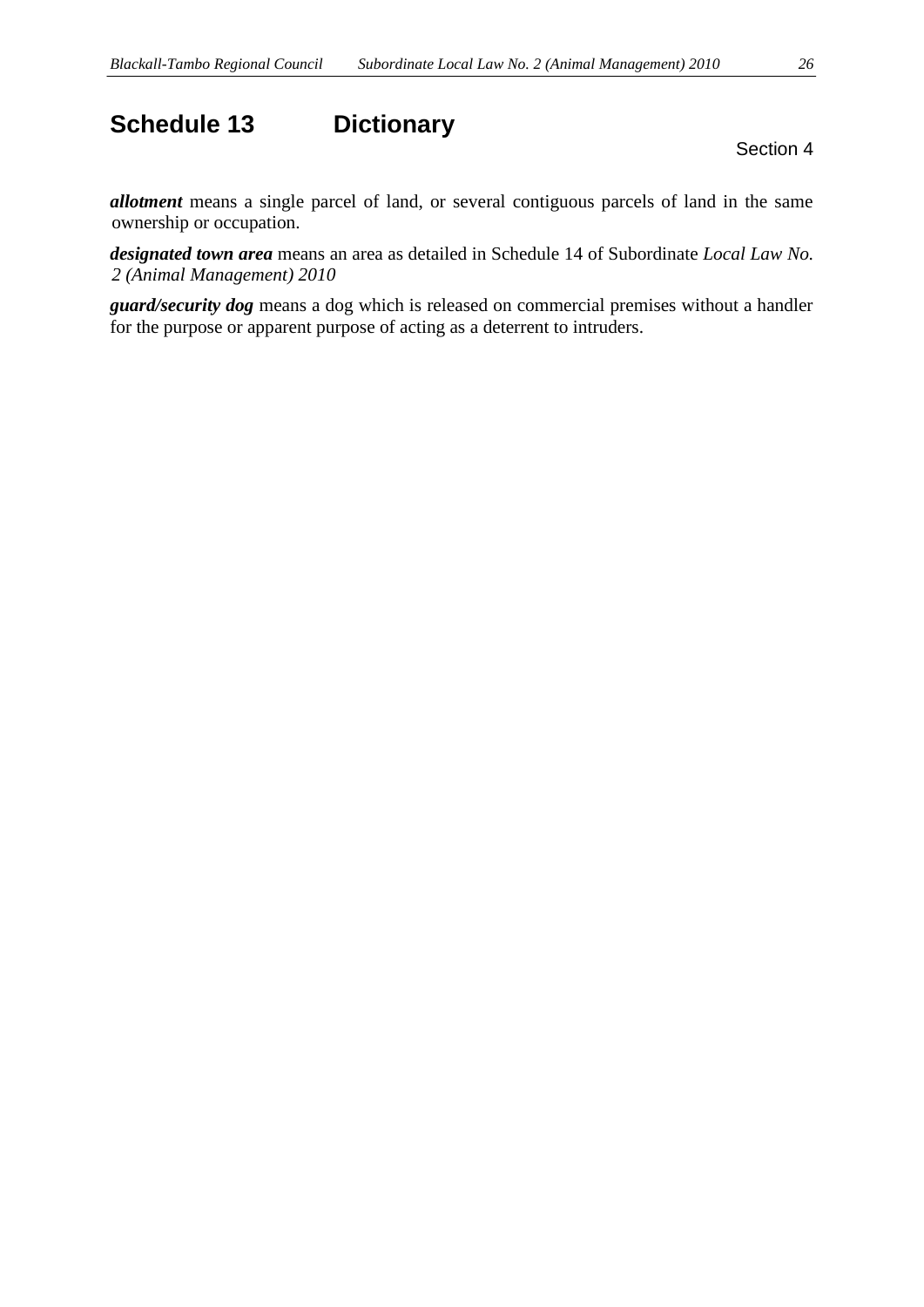# Schedule 13 Dictionary

Section 4

***allotment*** means a single parcel of land, or several contiguous parcels of land in the same ownership or occupation.

***designated town area*** means an area as detailed in Schedule 14 of Subordinate *Local Law No. 2 (Animal Management) 2010*

***guard/security dog*** means a dog which is released on commercial premises without a handler for the purpose or apparent purpose of acting as a deterrent to intruders.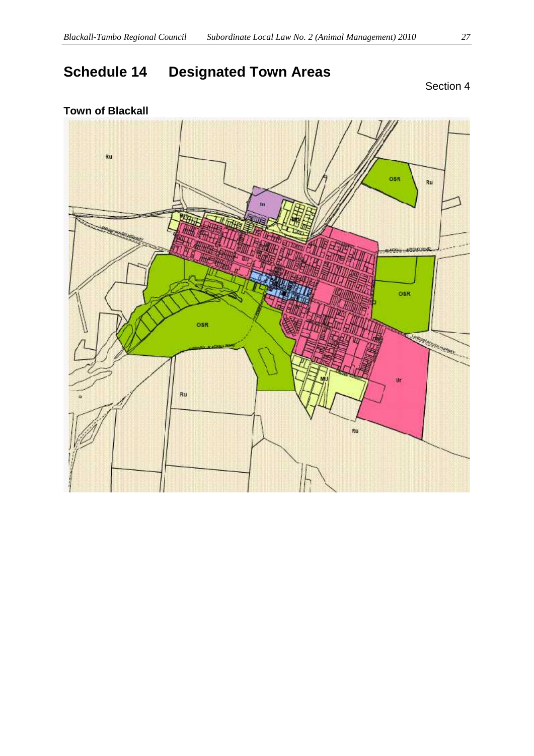# Schedule 14 Designated Town Areas

Section 4

**Town of Blackall**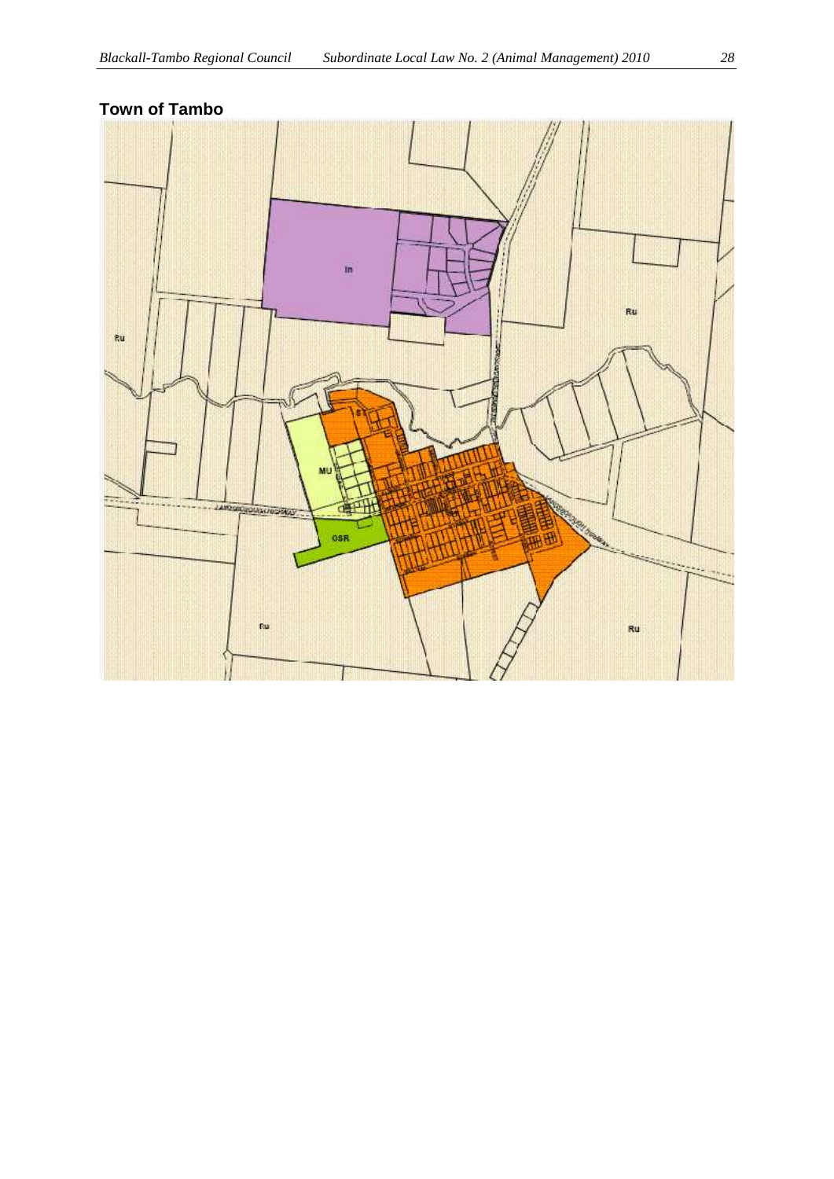## Town of Tambo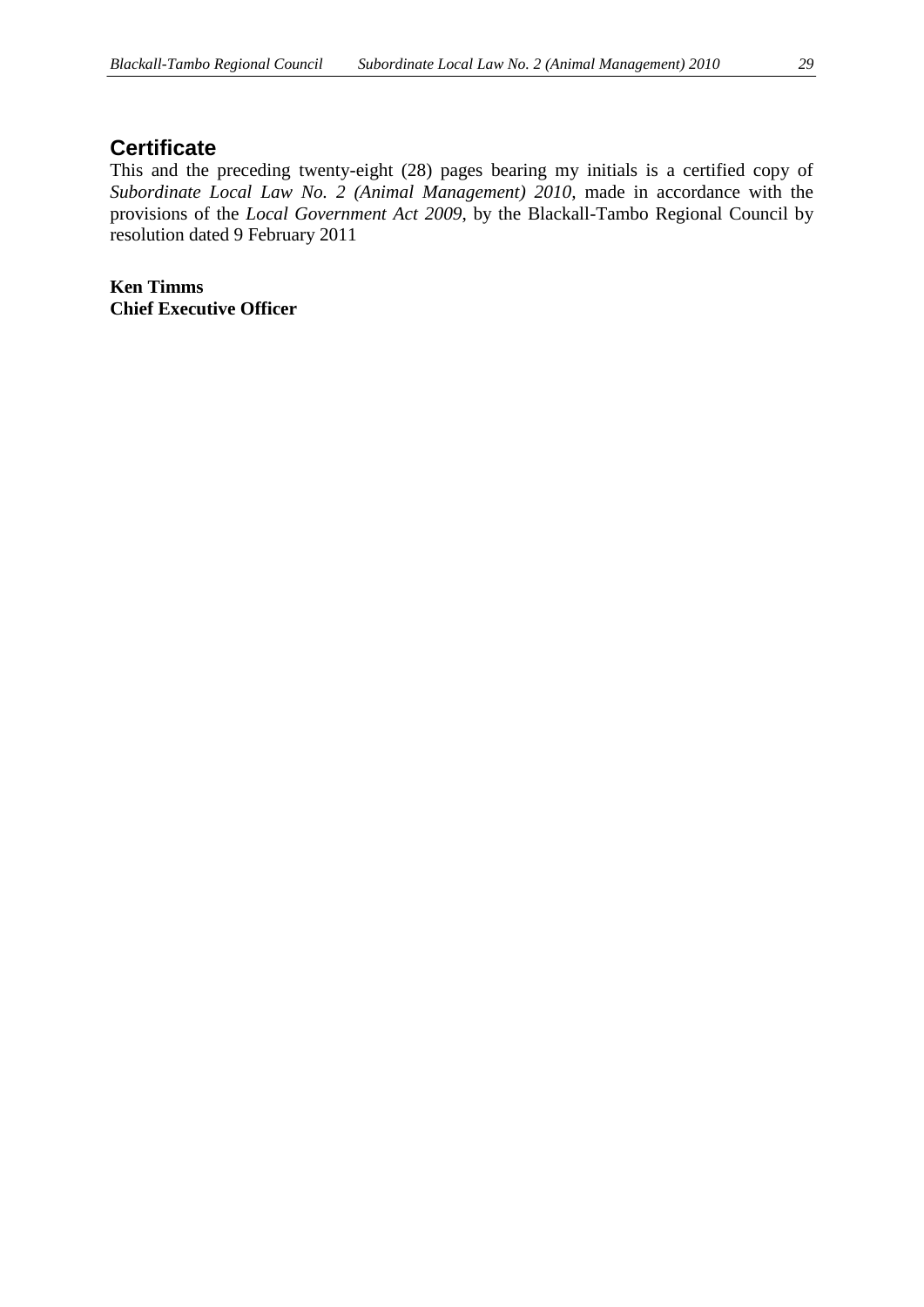## Certificate

This and the preceding twenty-eight (28) pages bearing my initials is a certified copy of *Subordinate Local Law No. 2 (Animal Management) 2010*, made in accordance with the provisions of the *Local Government Act 2009*, by the Blackall-Tambo Regional Council by resolution dated 9 February 2011

**Ken Timms**
**Chief Executive Officer**